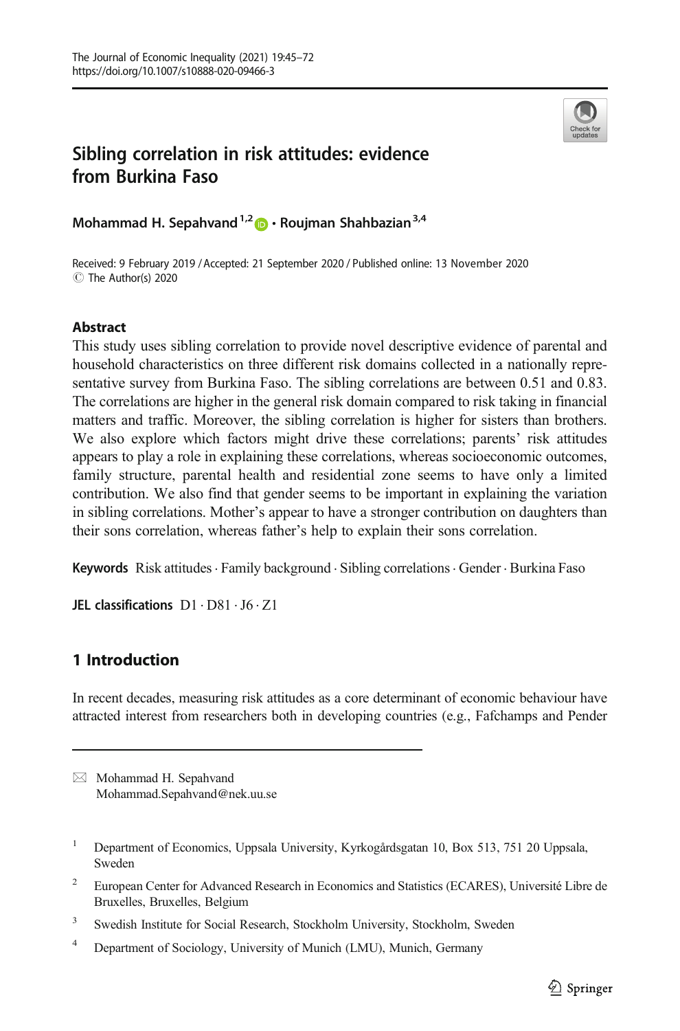# Sibling correlation in risk attitudes: evidence from Burkina Faso

**Mohammad H. Sepahvand**[1,2] · **Roujman Shahbazian**[3,4]

Received: 9 February 2019 / Accepted: 21 September 2020 / Published online: 13 November 2020
© The Author(s) 2020

## Abstract

This study uses sibling correlation to provide novel descriptive evidence of parental and household characteristics on three different risk domains collected in a nationally representative survey from Burkina Faso. The sibling correlations are between 0.51 and 0.83. The correlations are higher in the general risk domain compared to risk taking in financial matters and traffic. Moreover, the sibling correlation is higher for sisters than brothers. We also explore which factors might drive these correlations; parents' risk attitudes appears to play a role in explaining these correlations, whereas socioeconomic outcomes, family structure, parental health and residential zone seems to have only a limited contribution. We also find that gender seems to be important in explaining the variation in sibling correlations. Mother's appear to have a stronger contribution on daughters than their sons correlation, whereas father's help to explain their sons correlation.

**Keywords** Risk attitudes · Family background · Sibling correlations · Gender · Burkina Faso

**JEL classifications** D1 · D81 · J6 · Z1

## 1 Introduction

In recent decades, measuring risk attitudes as a core determinant of economic behaviour have attracted interest from researchers both in developing countries (e.g., Fafchamps and Pender

---

✉ Mohammad H. Sepahvand
Mohammad.Sepahvand@nek.uu.se

[1] Department of Economics, Uppsala University, Kyrkogårdsgatan 10, Box 513, 751 20 Uppsala, Sweden

[2] European Center for Advanced Research in Economics and Statistics (ECARES), Université Libre de Bruxelles, Bruxelles, Belgium

[3] Swedish Institute for Social Research, Stockholm University, Stockholm, Sweden

[4] Department of Sociology, University of Munich (LMU), Munich, Germany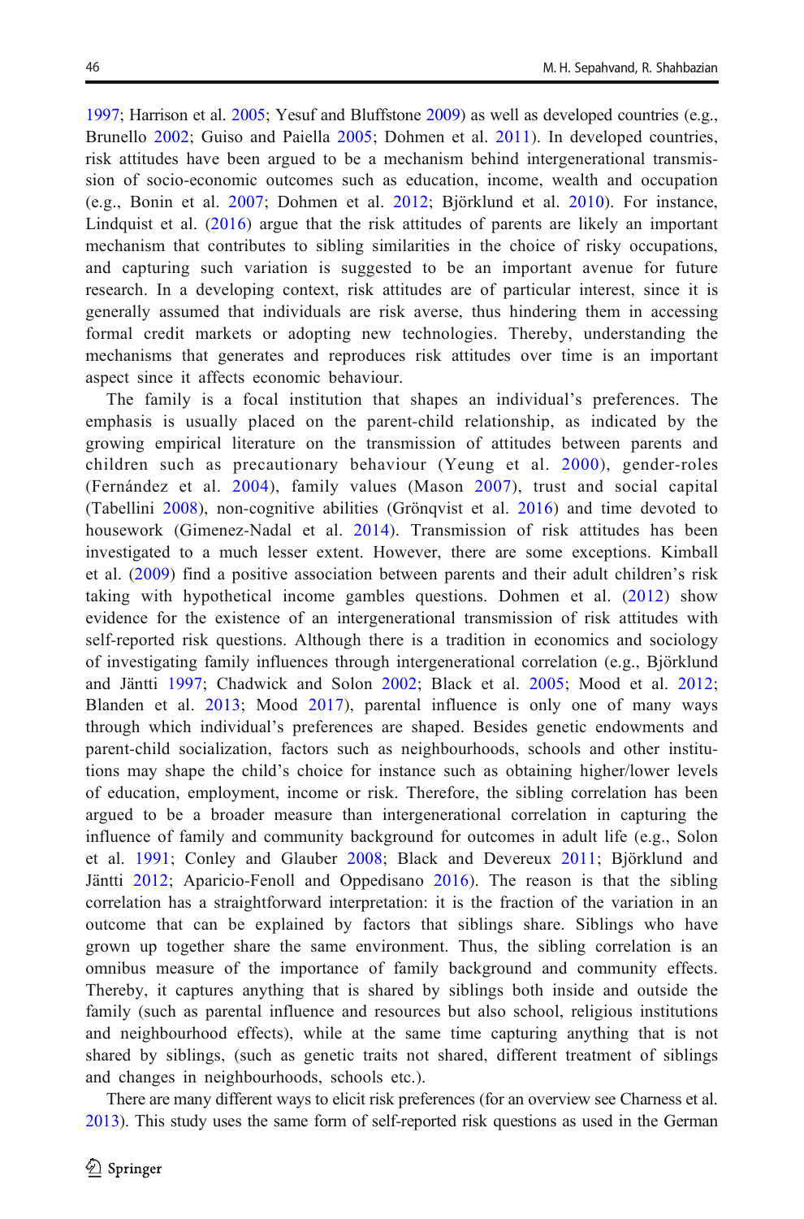1997; Harrison et al. 2005; Yesuf and Bluffstone 2009) as well as developed countries (e.g., Brunello 2002; Guiso and Paiella 2005; Dohmen et al. 2011). In developed countries, risk attitudes have been argued to be a mechanism behind intergenerational transmission of socio-economic outcomes such as education, income, wealth and occupation (e.g., Bonin et al. 2007; Dohmen et al. 2012; Björklund et al. 2010). For instance, Lindquist et al. (2016) argue that the risk attitudes of parents are likely an important mechanism that contributes to sibling similarities in the choice of risky occupations, and capturing such variation is suggested to be an important avenue for future research. In a developing context, risk attitudes are of particular interest, since it is generally assumed that individuals are risk averse, thus hindering them in accessing formal credit markets or adopting new technologies. Thereby, understanding the mechanisms that generates and reproduces risk attitudes over time is an important aspect since it affects economic behaviour.

The family is a focal institution that shapes an individual's preferences. The emphasis is usually placed on the parent-child relationship, as indicated by the growing empirical literature on the transmission of attitudes between parents and children such as precautionary behaviour (Yeung et al. 2000), gender-roles (Fernández et al. 2004), family values (Mason 2007), trust and social capital (Tabellini 2008), non-cognitive abilities (Grönqvist et al. 2016) and time devoted to housework (Gimenez-Nadal et al. 2014). Transmission of risk attitudes has been investigated to a much lesser extent. However, there are some exceptions. Kimball et al. (2009) find a positive association between parents and their adult children's risk taking with hypothetical income gambles questions. Dohmen et al. (2012) show evidence for the existence of an intergenerational transmission of risk attitudes with self-reported risk questions. Although there is a tradition in economics and sociology of investigating family influences through intergenerational correlation (e.g., Björklund and Jäntti 1997; Chadwick and Solon 2002; Black et al. 2005; Mood et al. 2012; Blanden et al. 2013; Mood 2017), parental influence is only one of many ways through which individual's preferences are shaped. Besides genetic endowments and parent-child socialization, factors such as neighbourhoods, schools and other institutions may shape the child's choice for instance such as obtaining higher/lower levels of education, employment, income or risk. Therefore, the sibling correlation has been argued to be a broader measure than intergenerational correlation in capturing the influence of family and community background for outcomes in adult life (e.g., Solon et al. 1991; Conley and Glauber 2008; Black and Devereux 2011; Björklund and Jäntti 2012; Aparicio-Fenoll and Oppedisano 2016). The reason is that the sibling correlation has a straightforward interpretation: it is the fraction of the variation in an outcome that can be explained by factors that siblings share. Siblings who have grown up together share the same environment. Thus, the sibling correlation is an omnibus measure of the importance of family background and community effects. Thereby, it captures anything that is shared by siblings both inside and outside the family (such as parental influence and resources but also school, religious institutions and neighbourhood effects), while at the same time capturing anything that is not shared by siblings, (such as genetic traits not shared, different treatment of siblings and changes in neighbourhoods, schools etc.).

There are many different ways to elicit risk preferences (for an overview see Charness et al. 2013). This study uses the same form of self-reported risk questions as used in the German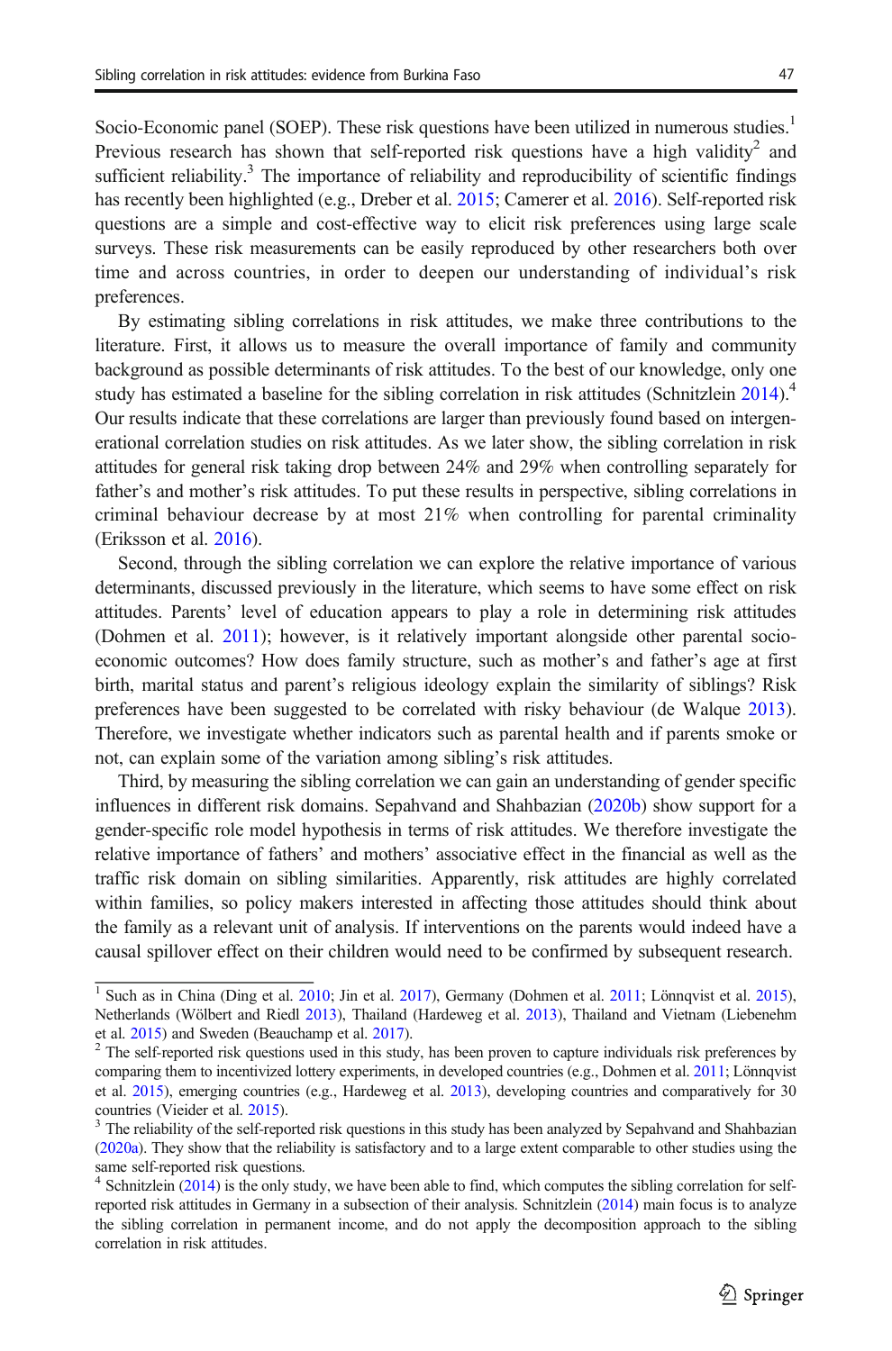Socio-Economic panel (SOEP). These risk questions have been utilized in numerous studies.[1] Previous research has shown that self-reported risk questions have a high validity[2] and sufficient reliability.[3] The importance of reliability and reproducibility of scientific findings has recently been highlighted (e.g., Dreber et al. 2015; Camerer et al. 2016). Self-reported risk questions are a simple and cost-effective way to elicit risk preferences using large scale surveys. These risk measurements can be easily reproduced by other researchers both over time and across countries, in order to deepen our understanding of individual's risk preferences.

By estimating sibling correlations in risk attitudes, we make three contributions to the literature. First, it allows us to measure the overall importance of family and community background as possible determinants of risk attitudes. To the best of our knowledge, only one study has estimated a baseline for the sibling correlation in risk attitudes (Schnitzlein 2014).[4] Our results indicate that these correlations are larger than previously found based on intergenerational correlation studies on risk attitudes. As we later show, the sibling correlation in risk attitudes for general risk taking drop between 24% and 29% when controlling separately for father's and mother's risk attitudes. To put these results in perspective, sibling correlations in criminal behaviour decrease by at most 21% when controlling for parental criminality (Eriksson et al. 2016).

Second, through the sibling correlation we can explore the relative importance of various determinants, discussed previously in the literature, which seems to have some effect on risk attitudes. Parents' level of education appears to play a role in determining risk attitudes (Dohmen et al. 2011); however, is it relatively important alongside other parental socio-economic outcomes? How does family structure, such as mother's and father's age at first birth, marital status and parent's religious ideology explain the similarity of siblings? Risk preferences have been suggested to be correlated with risky behaviour (de Walque 2013). Therefore, we investigate whether indicators such as parental health and if parents smoke or not, can explain some of the variation among sibling's risk attitudes.

Third, by measuring the sibling correlation we can gain an understanding of gender specific influences in different risk domains. Sepahvand and Shahbazian (2020b) show support for a gender-specific role model hypothesis in terms of risk attitudes. We therefore investigate the relative importance of fathers' and mothers' associative effect in the financial as well as the traffic risk domain on sibling similarities. Apparently, risk attitudes are highly correlated within families, so policy makers interested in affecting those attitudes should think about the family as a relevant unit of analysis. If interventions on the parents would indeed have a causal spillover effect on their children would need to be confirmed by subsequent research.

---

[1] Such as in China (Ding et al. 2010; Jin et al. 2017), Germany (Dohmen et al. 2011; Lönnqvist et al. 2015), Netherlands (Wölbert and Riedl 2013), Thailand (Hardeweg et al. 2013), Thailand and Vietnam (Liebenehm et al. 2015) and Sweden (Beauchamp et al. 2017).

[2] The self-reported risk questions used in this study, has been proven to capture individuals risk preferences by comparing them to incentivized lottery experiments, in developed countries (e.g., Dohmen et al. 2011; Lönnqvist et al. 2015), emerging countries (e.g., Hardeweg et al. 2013), developing countries and comparatively for 30 countries (Vieider et al. 2015).

[3] The reliability of the self-reported risk questions in this study has been analyzed by Sepahvand and Shahbazian (2020a). They show that the reliability is satisfactory and to a large extent comparable to other studies using the same self-reported risk questions.

[4] Schnitzlein (2014) is the only study, we have been able to find, which computes the sibling correlation for self-reported risk attitudes in Germany in a subsection of their analysis. Schnitzlein (2014) main focus is to analyze the sibling correlation in permanent income, and do not apply the decomposition approach to the sibling correlation in risk attitudes.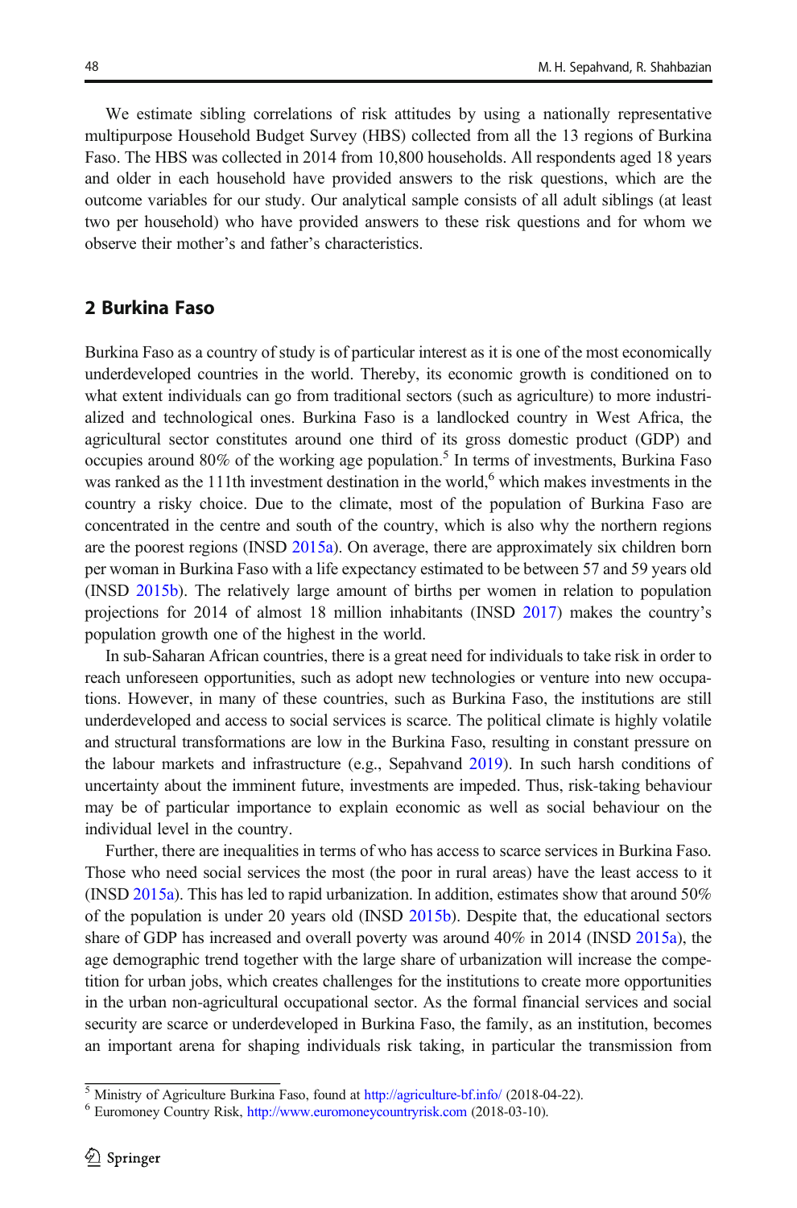We estimate sibling correlations of risk attitudes by using a nationally representative multipurpose Household Budget Survey (HBS) collected from all the 13 regions of Burkina Faso. The HBS was collected in 2014 from 10,800 households. All respondents aged 18 years and older in each household have provided answers to the risk questions, which are the outcome variables for our study. Our analytical sample consists of all adult siblings (at least two per household) who have provided answers to these risk questions and for whom we observe their mother's and father's characteristics.

## 2 Burkina Faso

Burkina Faso as a country of study is of particular interest as it is one of the most economically underdeveloped countries in the world. Thereby, its economic growth is conditioned on to what extent individuals can go from traditional sectors (such as agriculture) to more industrialized and technological ones. Burkina Faso is a landlocked country in West Africa, the agricultural sector constitutes around one third of its gross domestic product (GDP) and occupies around 80% of the working age population.[5] In terms of investments, Burkina Faso was ranked as the 111th investment destination in the world,[6] which makes investments in the country a risky choice. Due to the climate, most of the population of Burkina Faso are concentrated in the centre and south of the country, which is also why the northern regions are the poorest regions (INSD 2015a). On average, there are approximately six children born per woman in Burkina Faso with a life expectancy estimated to be between 57 and 59 years old (INSD 2015b). The relatively large amount of births per women in relation to population projections for 2014 of almost 18 million inhabitants (INSD 2017) makes the country's population growth one of the highest in the world.

In sub-Saharan African countries, there is a great need for individuals to take risk in order to reach unforeseen opportunities, such as adopt new technologies or venture into new occupations. However, in many of these countries, such as Burkina Faso, the institutions are still underdeveloped and access to social services is scarce. The political climate is highly volatile and structural transformations are low in the Burkina Faso, resulting in constant pressure on the labour markets and infrastructure (e.g., Sepahvand 2019). In such harsh conditions of uncertainty about the imminent future, investments are impeded. Thus, risk-taking behaviour may be of particular importance to explain economic as well as social behaviour on the individual level in the country.

Further, there are inequalities in terms of who has access to scarce services in Burkina Faso. Those who need social services the most (the poor in rural areas) have the least access to it (INSD 2015a). This has led to rapid urbanization. In addition, estimates show that around 50% of the population is under 20 years old (INSD 2015b). Despite that, the educational sectors share of GDP has increased and overall poverty was around 40% in 2014 (INSD 2015a), the age demographic trend together with the large share of urbanization will increase the competition for urban jobs, which creates challenges for the institutions to create more opportunities in the urban non-agricultural occupational sector. As the formal financial services and social security are scarce or underdeveloped in Burkina Faso, the family, as an institution, becomes an important arena for shaping individuals risk taking, in particular the transmission from

[5] Ministry of Agriculture Burkina Faso, found at http://agriculture-bf.info/ (2018-04-22).

[6] Euromoney Country Risk, http://www.euromoneycountryrisk.com (2018-03-10).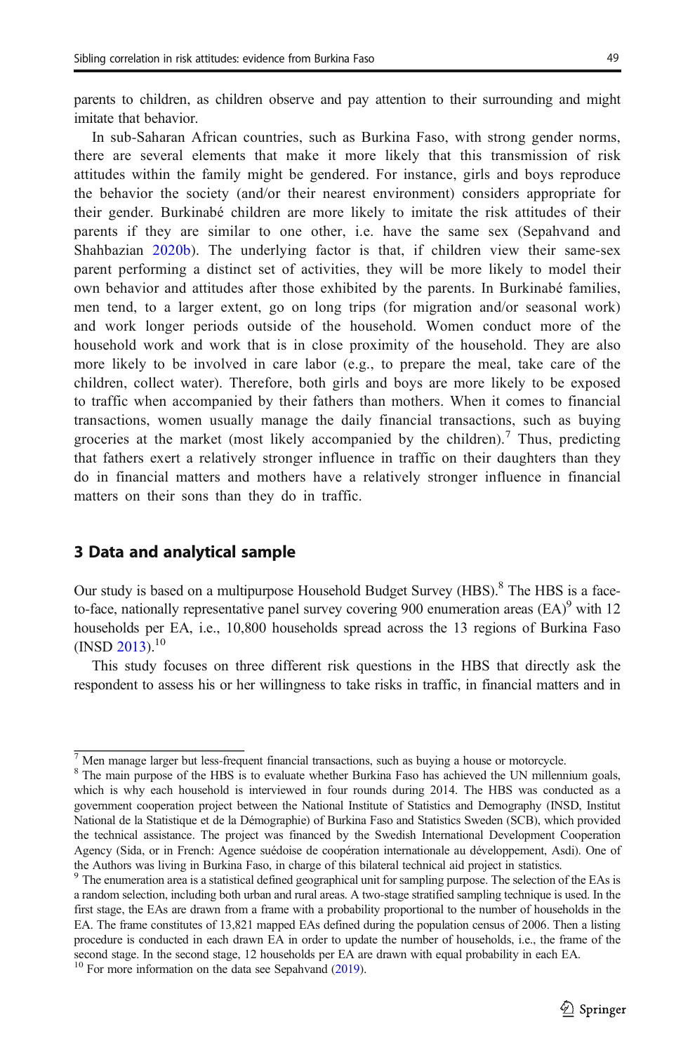parents to children, as children observe and pay attention to their surrounding and might imitate that behavior.

In sub-Saharan African countries, such as Burkina Faso, with strong gender norms, there are several elements that make it more likely that this transmission of risk attitudes within the family might be gendered. For instance, girls and boys reproduce the behavior the society (and/or their nearest environment) considers appropriate for their gender. Burkinabé children are more likely to imitate the risk attitudes of their parents if they are similar to one other, i.e. have the same sex (Sepahvand and Shahbazian 2020b). The underlying factor is that, if children view their same-sex parent performing a distinct set of activities, they will be more likely to model their own behavior and attitudes after those exhibited by the parents. In Burkinabé families, men tend, to a larger extent, go on long trips (for migration and/or seasonal work) and work longer periods outside of the household. Women conduct more of the household work and work that is in close proximity of the household. They are also more likely to be involved in care labor (e.g., to prepare the meal, take care of the children, collect water). Therefore, both girls and boys are more likely to be exposed to traffic when accompanied by their fathers than mothers. When it comes to financial transactions, women usually manage the daily financial transactions, such as buying groceries at the market (most likely accompanied by the children).[7] Thus, predicting that fathers exert a relatively stronger influence in traffic on their daughters than they do in financial matters and mothers have a relatively stronger influence in financial matters on their sons than they do in traffic.

## 3 Data and analytical sample

Our study is based on a multipurpose Household Budget Survey (HBS).[8] The HBS is a face-to-face, nationally representative panel survey covering 900 enumeration areas (EA)[9] with 12 households per EA, i.e., 10,800 households spread across the 13 regions of Burkina Faso (INSD 2013).[10]

This study focuses on three different risk questions in the HBS that directly ask the respondent to assess his or her willingness to take risks in traffic, in financial matters and in

---

[7] Men manage larger but less-frequent financial transactions, such as buying a house or motorcycle.

[8] The main purpose of the HBS is to evaluate whether Burkina Faso has achieved the UN millennium goals, which is why each household is interviewed in four rounds during 2014. The HBS was conducted as a government cooperation project between the National Institute of Statistics and Demography (INSD, Institut National de la Statistique et de la Démographie) of Burkina Faso and Statistics Sweden (SCB), which provided the technical assistance. The project was financed by the Swedish International Development Cooperation Agency (Sida, or in French: Agence suédoise de coopération internationale au développement, Asdi). One of the Authors was living in Burkina Faso, in charge of this bilateral technical aid project in statistics.

[9] The enumeration area is a statistical defined geographical unit for sampling purpose. The selection of the EAs is a random selection, including both urban and rural areas. A two-stage stratified sampling technique is used. In the first stage, the EAs are drawn from a frame with a probability proportional to the number of households in the EA. The frame constitutes of 13,821 mapped EAs defined during the population census of 2006. Then a listing procedure is conducted in each drawn EA in order to update the number of households, i.e., the frame of the second stage. In the second stage, 12 households per EA are drawn with equal probability in each EA.

[10] For more information on the data see Sepahvand (2019).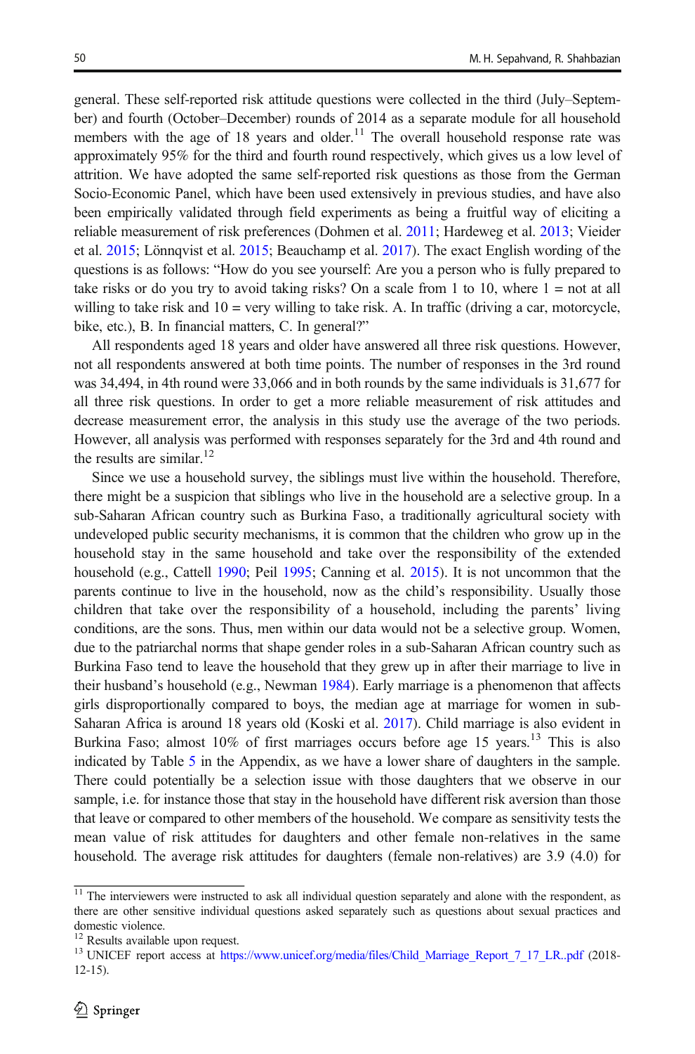general. These self-reported risk attitude questions were collected in the third (July–September) and fourth (October–December) rounds of 2014 as a separate module for all household members with the age of 18 years and older.[11] The overall household response rate was approximately 95% for the third and fourth round respectively, which gives us a low level of attrition. We have adopted the same self-reported risk questions as those from the German Socio-Economic Panel, which have been used extensively in previous studies, and have also been empirically validated through field experiments as being a fruitful way of eliciting a reliable measurement of risk preferences (Dohmen et al. 2011; Hardeweg et al. 2013; Vieider et al. 2015; Lönnqvist et al. 2015; Beauchamp et al. 2017). The exact English wording of the questions is as follows: "How do you see yourself: Are you a person who is fully prepared to take risks or do you try to avoid taking risks? On a scale from 1 to 10, where 1 = not at all willing to take risk and 10 = very willing to take risk. A. In traffic (driving a car, motorcycle, bike, etc.), B. In financial matters, C. In general?"

All respondents aged 18 years and older have answered all three risk questions. However, not all respondents answered at both time points. The number of responses in the 3rd round was 34,494, in 4th round were 33,066 and in both rounds by the same individuals is 31,677 for all three risk questions. In order to get a more reliable measurement of risk attitudes and decrease measurement error, the analysis in this study use the average of the two periods. However, all analysis was performed with responses separately for the 3rd and 4th round and the results are similar.[12]

Since we use a household survey, the siblings must live within the household. Therefore, there might be a suspicion that siblings who live in the household are a selective group. In a sub-Saharan African country such as Burkina Faso, a traditionally agricultural society with undeveloped public security mechanisms, it is common that the children who grow up in the household stay in the same household and take over the responsibility of the extended household (e.g., Cattell 1990; Peil 1995; Canning et al. 2015). It is not uncommon that the parents continue to live in the household, now as the child's responsibility. Usually those children that take over the responsibility of a household, including the parents' living conditions, are the sons. Thus, men within our data would not be a selective group. Women, due to the patriarchal norms that shape gender roles in a sub-Saharan African country such as Burkina Faso tend to leave the household that they grew up in after their marriage to live in their husband's household (e.g., Newman 1984). Early marriage is a phenomenon that affects girls disproportionally compared to boys, the median age at marriage for women in sub-Saharan Africa is around 18 years old (Koski et al. 2017). Child marriage is also evident in Burkina Faso; almost 10% of first marriages occurs before age 15 years.[13] This is also indicated by Table 5 in the Appendix, as we have a lower share of daughters in the sample. There could potentially be a selection issue with those daughters that we observe in our sample, i.e. for instance those that stay in the household have different risk aversion than those that leave or compared to other members of the household. We compare as sensitivity tests the mean value of risk attitudes for daughters and other female non-relatives in the same household. The average risk attitudes for daughters (female non-relatives) are 3.9 (4.0) for

[11] The interviewers were instructed to ask all individual question separately and alone with the respondent, as there are other sensitive individual questions asked separately such as questions about sexual practices and domestic violence.

[12] Results available upon request.

[13] UNICEF report access at https://www.unicef.org/media/files/Child_Marriage_Report_7_17_LR..pdf (2018-12-15).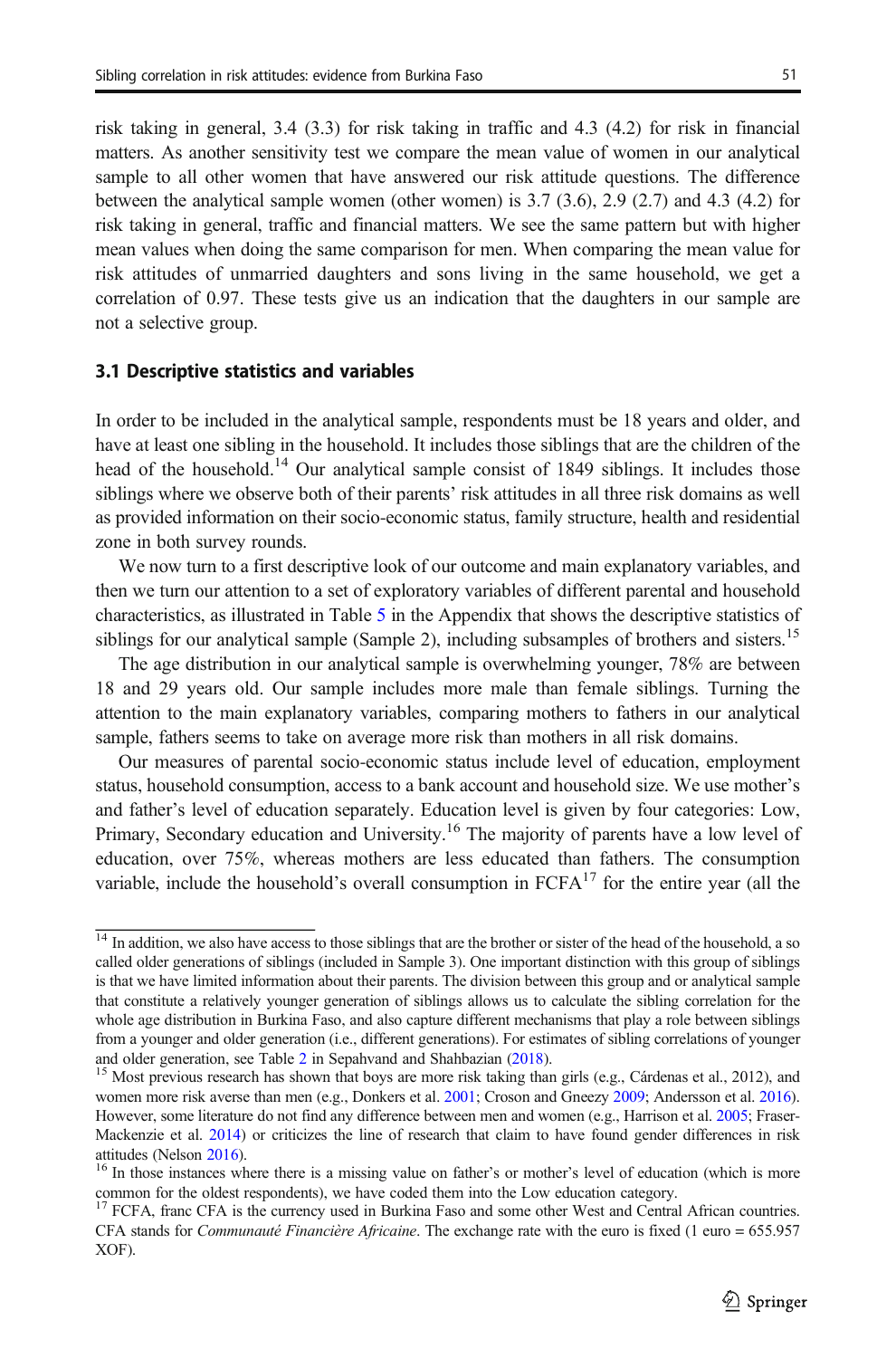risk taking in general, 3.4 (3.3) for risk taking in traffic and 4.3 (4.2) for risk in financial matters. As another sensitivity test we compare the mean value of women in our analytical sample to all other women that have answered our risk attitude questions. The difference between the analytical sample women (other women) is 3.7 (3.6), 2.9 (2.7) and 4.3 (4.2) for risk taking in general, traffic and financial matters. We see the same pattern but with higher mean values when doing the same comparison for men. When comparing the mean value for risk attitudes of unmarried daughters and sons living in the same household, we get a correlation of 0.97. These tests give us an indication that the daughters in our sample are not a selective group.

### 3.1 Descriptive statistics and variables

In order to be included in the analytical sample, respondents must be 18 years and older, and have at least one sibling in the household. It includes those siblings that are the children of the head of the household.[14] Our analytical sample consist of 1849 siblings. It includes those siblings where we observe both of their parents' risk attitudes in all three risk domains as well as provided information on their socio-economic status, family structure, health and residential zone in both survey rounds.

We now turn to a first descriptive look of our outcome and main explanatory variables, and then we turn our attention to a set of exploratory variables of different parental and household characteristics, as illustrated in Table 5 in the Appendix that shows the descriptive statistics of siblings for our analytical sample (Sample 2), including subsamples of brothers and sisters.[15]

The age distribution in our analytical sample is overwhelming younger, 78% are between 18 and 29 years old. Our sample includes more male than female siblings. Turning the attention to the main explanatory variables, comparing mothers to fathers in our analytical sample, fathers seems to take on average more risk than mothers in all risk domains.

Our measures of parental socio-economic status include level of education, employment status, household consumption, access to a bank account and household size. We use mother's and father's level of education separately. Education level is given by four categories: Low, Primary, Secondary education and University.[16] The majority of parents have a low level of education, over 75%, whereas mothers are less educated than fathers. The consumption variable, include the household's overall consumption in FCFA[17] for the entire year (all the

---

[14] In addition, we also have access to those siblings that are the brother or sister of the head of the household, a so called older generations of siblings (included in Sample 3). One important distinction with this group of siblings is that we have limited information about their parents. The division between this group and or analytical sample that constitute a relatively younger generation of siblings allows us to calculate the sibling correlation for the whole age distribution in Burkina Faso, and also capture different mechanisms that play a role between siblings from a younger and older generation (i.e., different generations). For estimates of sibling correlations of younger and older generation, see Table 2 in Sepahvand and Shahbazian (2018).

[15] Most previous research has shown that boys are more risk taking than girls (e.g., Cárdenas et al., 2012), and women more risk averse than men (e.g., Donkers et al. 2001; Croson and Gneezy 2009; Andersson et al. 2016). However, some literature do not find any difference between men and women (e.g., Harrison et al. 2005; Fraser-Mackenzie et al. 2014) or criticizes the line of research that claim to have found gender differences in risk attitudes (Nelson 2016).

[16] In those instances where there is a missing value on father's or mother's level of education (which is more common for the oldest respondents), we have coded them into the Low education category.

[17] FCFA, franc CFA is the currency used in Burkina Faso and some other West and Central African countries. CFA stands for *Communauté Financière Africaine*. The exchange rate with the euro is fixed (1 euro = 655.957 XOF).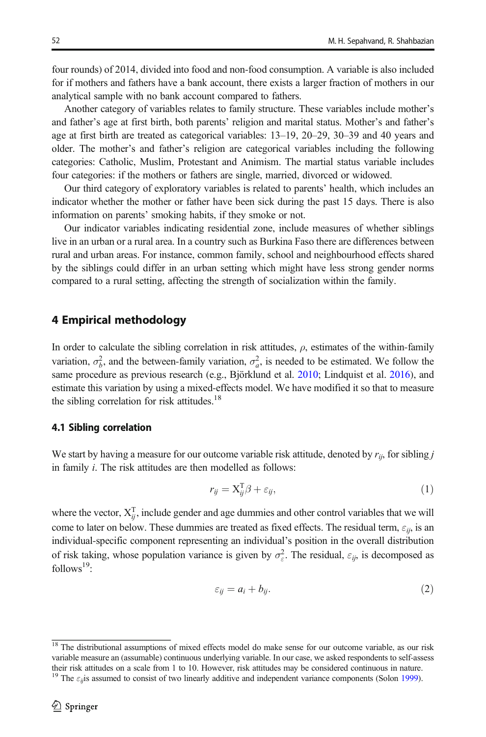four rounds) of 2014, divided into food and non-food consumption. A variable is also included for if mothers and fathers have a bank account, there exists a larger fraction of mothers in our analytical sample with no bank account compared to fathers.

Another category of variables relates to family structure. These variables include mother's and father's age at first birth, both parents' religion and marital status. Mother's and father's age at first birth are treated as categorical variables: 13–19, 20–29, 30–39 and 40 years and older. The mother's and father's religion are categorical variables including the following categories: Catholic, Muslim, Protestant and Animism. The martial status variable includes four categories: if the mothers or fathers are single, married, divorced or widowed.

Our third category of exploratory variables is related to parents' health, which includes an indicator whether the mother or father have been sick during the past 15 days. There is also information on parents' smoking habits, if they smoke or not.

Our indicator variables indicating residential zone, include measures of whether siblings live in an urban or a rural area. In a country such as Burkina Faso there are differences between rural and urban areas. For instance, common family, school and neighbourhood effects shared by the siblings could differ in an urban setting which might have less strong gender norms compared to a rural setting, affecting the strength of socialization within the family.

## 4 Empirical methodology

In order to calculate the sibling correlation in risk attitudes, $\rho$, estimates of the within-family variation, $\sigma_b^2$, and the between-family variation, $\sigma_a^2$, is needed to be estimated. We follow the same procedure as previous research (e.g., Björklund et al. 2010; Lindquist et al. 2016), and estimate this variation by using a mixed-effects model. We have modified it so that to measure the sibling correlation for risk attitudes.[18]

### 4.1 Sibling correlation

We start by having a measure for our outcome variable risk attitude, denoted by $r_{ij}$, for sibling $j$ in family $i$. The risk attitudes are then modelled as follows:

$$r_{ij} = \mathrm{X}_{ij}^{\mathrm{T}}\beta + \varepsilon_{ij}, \tag{1}$$

where the vector, $\mathrm{X}_{ij}^{\mathrm{T}}$, include gender and age dummies and other control variables that we will come to later on below. These dummies are treated as fixed effects. The residual term, $\varepsilon_{ij}$, is an individual-specific component representing an individual's position in the overall distribution of risk taking, whose population variance is given by $\sigma_\varepsilon^2$. The residual, $\varepsilon_{ij}$, is decomposed as follows[19]:

$$\varepsilon_{ij} = a_i + b_{ij}. \tag{2}$$

[18] The distributional assumptions of mixed effects model do make sense for our outcome variable, as our risk variable measure an (assumable) continuous underlying variable. In our case, we asked respondents to self-assess their risk attitudes on a scale from 1 to 10. However, risk attitudes may be considered continuous in nature.

[19] The $\varepsilon_{ij}$is assumed to consist of two linearly additive and independent variance components (Solon 1999).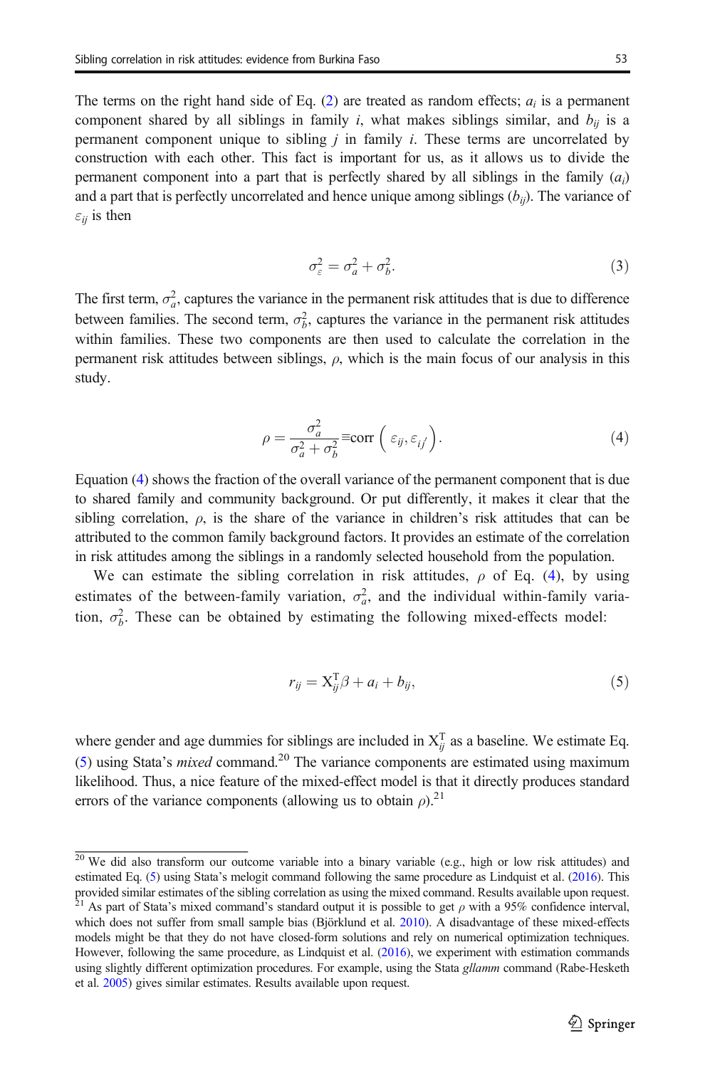The terms on the right hand side of Eq. (2) are treated as random effects; $a_i$ is a permanent component shared by all siblings in family $i$, what makes siblings similar, and $b_{ij}$ is a permanent component unique to sibling $j$ in family $i$. These terms are uncorrelated by construction with each other. This fact is important for us, as it allows us to divide the permanent component into a part that is perfectly shared by all siblings in the family ($a_i$) and a part that is perfectly uncorrelated and hence unique among siblings ($b_{ij}$). The variance of $\varepsilon_{ij}$ is then

$$\sigma_{\varepsilon}^2 = \sigma_a^2 + \sigma_b^2. \tag{3}$$

The first term, $\sigma_a^2$, captures the variance in the permanent risk attitudes that is due to difference between families. The second term, $\sigma_b^2$, captures the variance in the permanent risk attitudes within families. These two components are then used to calculate the correlation in the permanent risk attitudes between siblings, $\rho$, which is the main focus of our analysis in this study.

$$\rho = \frac{\sigma_a^2}{\sigma_a^2 + \sigma_b^2} \equiv \text{corr}\left(\varepsilon_{ij}, \varepsilon_{ij'}\right). \tag{4}$$

Equation (4) shows the fraction of the overall variance of the permanent component that is due to shared family and community background. Or put differently, it makes it clear that the sibling correlation, $\rho$, is the share of the variance in children's risk attitudes that can be attributed to the common family background factors. It provides an estimate of the correlation in risk attitudes among the siblings in a randomly selected household from the population.

We can estimate the sibling correlation in risk attitudes, $\rho$ of Eq. (4), by using estimates of the between-family variation, $\sigma_a^2$, and the individual within-family variation, $\sigma_b^2$. These can be obtained by estimating the following mixed-effects model:

$$r_{ij} = \mathrm{X}_{ij}^{\mathrm{T}}\beta + a_i + b_{ij}, \tag{5}$$

where gender and age dummies for siblings are included in $\mathrm{X}_{ij}^{\mathrm{T}}$ as a baseline. We estimate Eq. (5) using Stata's *mixed* command.[20] The variance components are estimated using maximum likelihood. Thus, a nice feature of the mixed-effect model is that it directly produces standard errors of the variance components (allowing us to obtain $\rho$).[21]

---

[20] We did also transform our outcome variable into a binary variable (e.g., high or low risk attitudes) and estimated Eq. (5) using Stata's melogit command following the same procedure as Lindquist et al. (2016). This provided similar estimates of the sibling correlation as using the mixed command. Results available upon request.

[21] As part of Stata's mixed command's standard output it is possible to get $\rho$ with a 95% confidence interval, which does not suffer from small sample bias (Björklund et al. 2010). A disadvantage of these mixed-effects models might be that they do not have closed-form solutions and rely on numerical optimization techniques. However, following the same procedure, as Lindquist et al. (2016), we experiment with estimation commands using slightly different optimization procedures. For example, using the Stata *gllamm* command (Rabe-Hesketh et al. 2005) gives similar estimates. Results available upon request.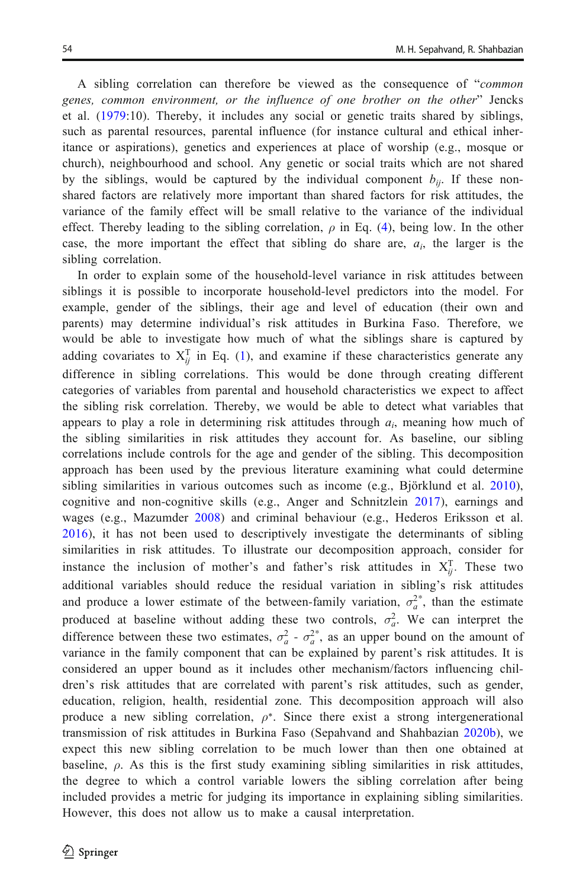A sibling correlation can therefore be viewed as the consequence of "*common genes, common environment, or the influence of one brother on the other*" Jencks et al. (1979:10). Thereby, it includes any social or genetic traits shared by siblings, such as parental resources, parental influence (for instance cultural and ethical inheritance or aspirations), genetics and experiences at place of worship (e.g., mosque or church), neighbourhood and school. Any genetic or social traits which are not shared by the siblings, would be captured by the individual component $b_{ij}$. If these non-shared factors are relatively more important than shared factors for risk attitudes, the variance of the family effect will be small relative to the variance of the individual effect. Thereby leading to the sibling correlation, $\rho$ in Eq. (4), being low. In the other case, the more important the effect that sibling do share are, $a_i$, the larger is the sibling correlation.

In order to explain some of the household-level variance in risk attitudes between siblings it is possible to incorporate household-level predictors into the model. For example, gender of the siblings, their age and level of education (their own and parents) may determine individual's risk attitudes in Burkina Faso. Therefore, we would be able to investigate how much of what the siblings share is captured by adding covariates to $X_{ij}^{T}$ in Eq. (1), and examine if these characteristics generate any difference in sibling correlations. This would be done through creating different categories of variables from parental and household characteristics we expect to affect the sibling risk correlation. Thereby, we would be able to detect what variables that appears to play a role in determining risk attitudes through $a_i$, meaning how much of the sibling similarities in risk attitudes they account for. As baseline, our sibling correlations include controls for the age and gender of the sibling. This decomposition approach has been used by the previous literature examining what could determine sibling similarities in various outcomes such as income (e.g., Björklund et al. 2010), cognitive and non-cognitive skills (e.g., Anger and Schnitzlein 2017), earnings and wages (e.g., Mazumder 2008) and criminal behaviour (e.g., Hederos Eriksson et al. 2016), it has not been used to descriptively investigate the determinants of sibling similarities in risk attitudes. To illustrate our decomposition approach, consider for instance the inclusion of mother's and father's risk attitudes in $X_{ij}^{T}$. These two additional variables should reduce the residual variation in sibling's risk attitudes and produce a lower estimate of the between-family variation, $\sigma_a^{2*}$, than the estimate produced at baseline without adding these two controls, $\sigma_a^2$. We can interpret the difference between these two estimates, $\sigma_a^2$ - $\sigma_a^{2*}$, as an upper bound on the amount of variance in the family component that can be explained by parent's risk attitudes. It is considered an upper bound as it includes other mechanism/factors influencing children's risk attitudes that are correlated with parent's risk attitudes, such as gender, education, religion, health, residential zone. This decomposition approach will also produce a new sibling correlation, $\rho^*$. Since there exist a strong intergenerational transmission of risk attitudes in Burkina Faso (Sepahvand and Shahbazian 2020b), we expect this new sibling correlation to be much lower than then one obtained at baseline, $\rho$. As this is the first study examining sibling similarities in risk attitudes, the degree to which a control variable lowers the sibling correlation after being included provides a metric for judging its importance in explaining sibling similarities. However, this does not allow us to make a causal interpretation.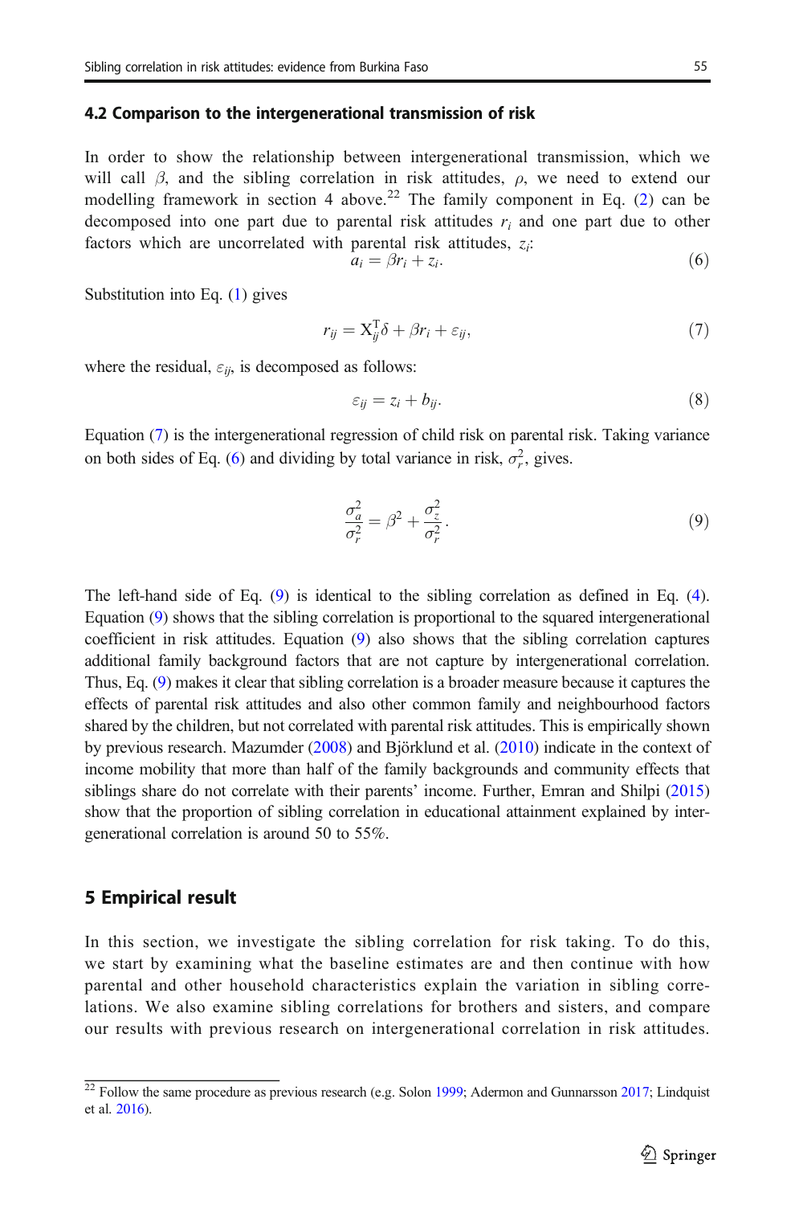### 4.2 Comparison to the intergenerational transmission of risk

In order to show the relationship between intergenerational transmission, which we will call $\beta$, and the sibling correlation in risk attitudes, $\rho$, we need to extend our modelling framework in section 4 above.[22] The family component in Eq. (2) can be decomposed into one part due to parental risk attitudes $r_i$ and one part due to other factors which are uncorrelated with parental risk attitudes, $z_i$:

$$a_i = \beta r_i + z_i. \tag{6}$$

Substitution into Eq. (1) gives

$$r_{ij} = \mathrm{X}_{ij}^{\mathrm{T}}\delta + \beta r_i + \varepsilon_{ij}, \tag{7}$$

where the residual, $\varepsilon_{ij}$, is decomposed as follows:

$$\varepsilon_{ij} = z_i + b_{ij}. \tag{8}$$

Equation (7) is the intergenerational regression of child risk on parental risk. Taking variance on both sides of Eq. (6) and dividing by total variance in risk, $\sigma_r^2$, gives.

$$\frac{\sigma_a^2}{\sigma_r^2} = \beta^2 + \frac{\sigma_z^2}{\sigma_r^2}. \tag{9}$$

The left-hand side of Eq. (9) is identical to the sibling correlation as defined in Eq. (4). Equation (9) shows that the sibling correlation is proportional to the squared intergenerational coefficient in risk attitudes. Equation (9) also shows that the sibling correlation captures additional family background factors that are not capture by intergenerational correlation. Thus, Eq. (9) makes it clear that sibling correlation is a broader measure because it captures the effects of parental risk attitudes and also other common family and neighbourhood factors shared by the children, but not correlated with parental risk attitudes. This is empirically shown by previous research. Mazumder (2008) and Björklund et al. (2010) indicate in the context of income mobility that more than half of the family backgrounds and community effects that siblings share do not correlate with their parents' income. Further, Emran and Shilpi (2015) show that the proportion of sibling correlation in educational attainment explained by intergenerational correlation is around 50 to 55%.

## 5 Empirical result

In this section, we investigate the sibling correlation for risk taking. To do this, we start by examining what the baseline estimates are and then continue with how parental and other household characteristics explain the variation in sibling correlations. We also examine sibling correlations for brothers and sisters, and compare our results with previous research on intergenerational correlation in risk attitudes.

[22] Follow the same procedure as previous research (e.g. Solon 1999; Adermon and Gunnarsson 2017; Lindquist et al. 2016).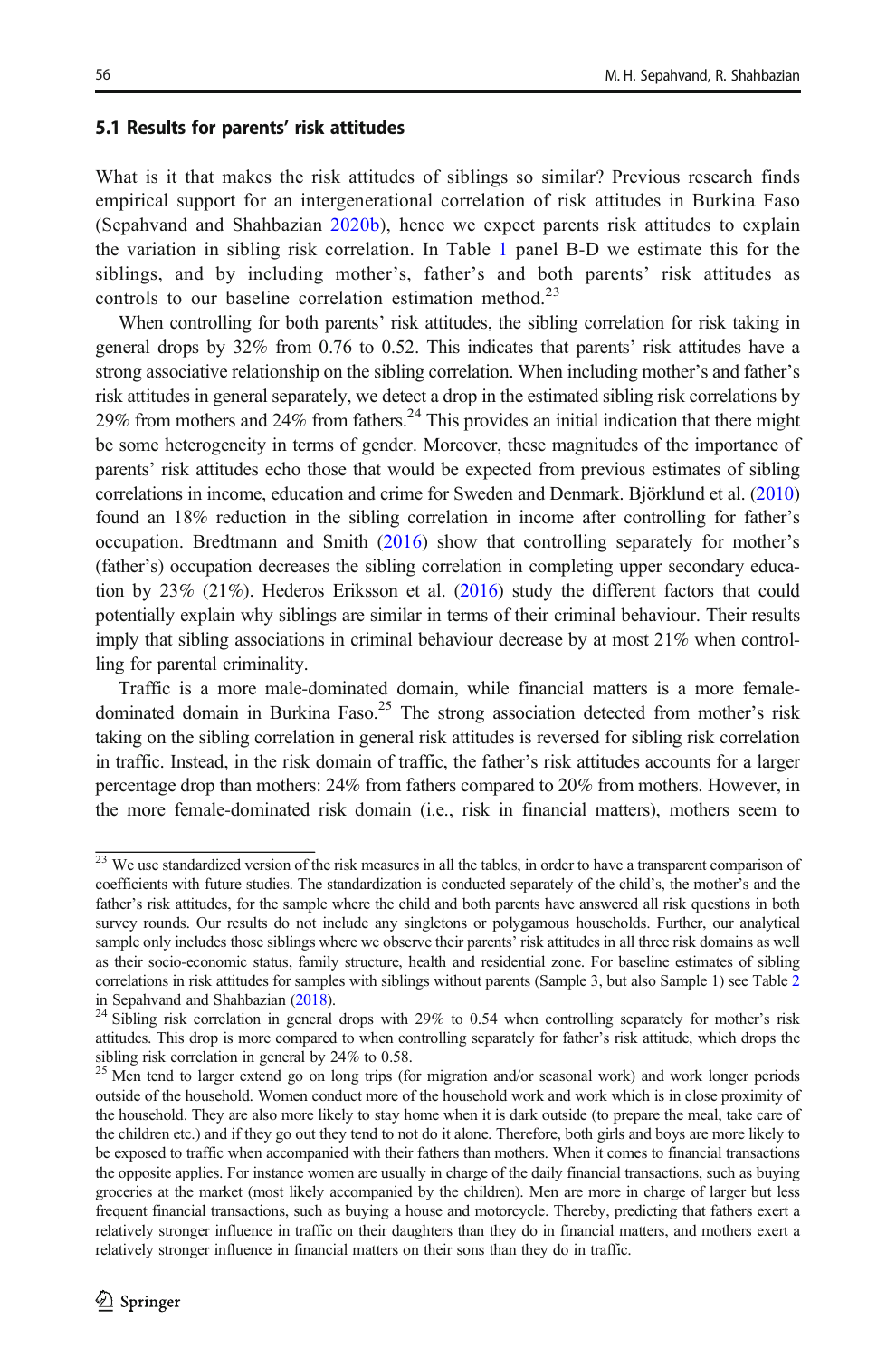### 5.1 Results for parents' risk attitudes

What is it that makes the risk attitudes of siblings so similar? Previous research finds empirical support for an intergenerational correlation of risk attitudes in Burkina Faso (Sepahvand and Shahbazian 2020b), hence we expect parents risk attitudes to explain the variation in sibling risk correlation. In Table 1 panel B-D we estimate this for the siblings, and by including mother's, father's and both parents' risk attitudes as controls to our baseline correlation estimation method.[23]

When controlling for both parents' risk attitudes, the sibling correlation for risk taking in general drops by 32% from 0.76 to 0.52. This indicates that parents' risk attitudes have a strong associative relationship on the sibling correlation. When including mother's and father's risk attitudes in general separately, we detect a drop in the estimated sibling risk correlations by 29% from mothers and 24% from fathers.[24] This provides an initial indication that there might be some heterogeneity in terms of gender. Moreover, these magnitudes of the importance of parents' risk attitudes echo those that would be expected from previous estimates of sibling correlations in income, education and crime for Sweden and Denmark. Björklund et al. (2010) found an 18% reduction in the sibling correlation in income after controlling for father's occupation. Bredtmann and Smith (2016) show that controlling separately for mother's (father's) occupation decreases the sibling correlation in completing upper secondary education by 23% (21%). Hederos Eriksson et al. (2016) study the different factors that could potentially explain why siblings are similar in terms of their criminal behaviour. Their results imply that sibling associations in criminal behaviour decrease by at most 21% when controlling for parental criminality.

Traffic is a more male-dominated domain, while financial matters is a more female-dominated domain in Burkina Faso.[25] The strong association detected from mother's risk taking on the sibling correlation in general risk attitudes is reversed for sibling risk correlation in traffic. Instead, in the risk domain of traffic, the father's risk attitudes accounts for a larger percentage drop than mothers: 24% from fathers compared to 20% from mothers. However, in the more female-dominated risk domain (i.e., risk in financial matters), mothers seem to

---

[23] We use standardized version of the risk measures in all the tables, in order to have a transparent comparison of coefficients with future studies. The standardization is conducted separately of the child's, the mother's and the father's risk attitudes, for the sample where the child and both parents have answered all risk questions in both survey rounds. Our results do not include any singletons or polygamous households. Further, our analytical sample only includes those siblings where we observe their parents' risk attitudes in all three risk domains as well as their socio-economic status, family structure, health and residential zone. For baseline estimates of sibling correlations in risk attitudes for samples with siblings without parents (Sample 3, but also Sample 1) see Table 2 in Sepahvand and Shahbazian (2018).

[24] Sibling risk correlation in general drops with 29% to 0.54 when controlling separately for mother's risk attitudes. This drop is more compared to when controlling separately for father's risk attitude, which drops the sibling risk correlation in general by 24% to 0.58.

[25] Men tend to larger extend go on long trips (for migration and/or seasonal work) and work longer periods outside of the household. Women conduct more of the household work and work which is in close proximity of the household. They are also more likely to stay home when it is dark outside (to prepare the meal, take care of the children etc.) and if they go out they tend to not do it alone. Therefore, both girls and boys are more likely to be exposed to traffic when accompanied with their fathers than mothers. When it comes to financial transactions the opposite applies. For instance women are usually in charge of the daily financial transactions, such as buying groceries at the market (most likely accompanied by the children). Men are more in charge of larger but less frequent financial transactions, such as buying a house and motorcycle. Thereby, predicting that fathers exert a relatively stronger influence in traffic on their daughters than they do in financial matters, and mothers exert a relatively stronger influence in financial matters on their sons than they do in traffic.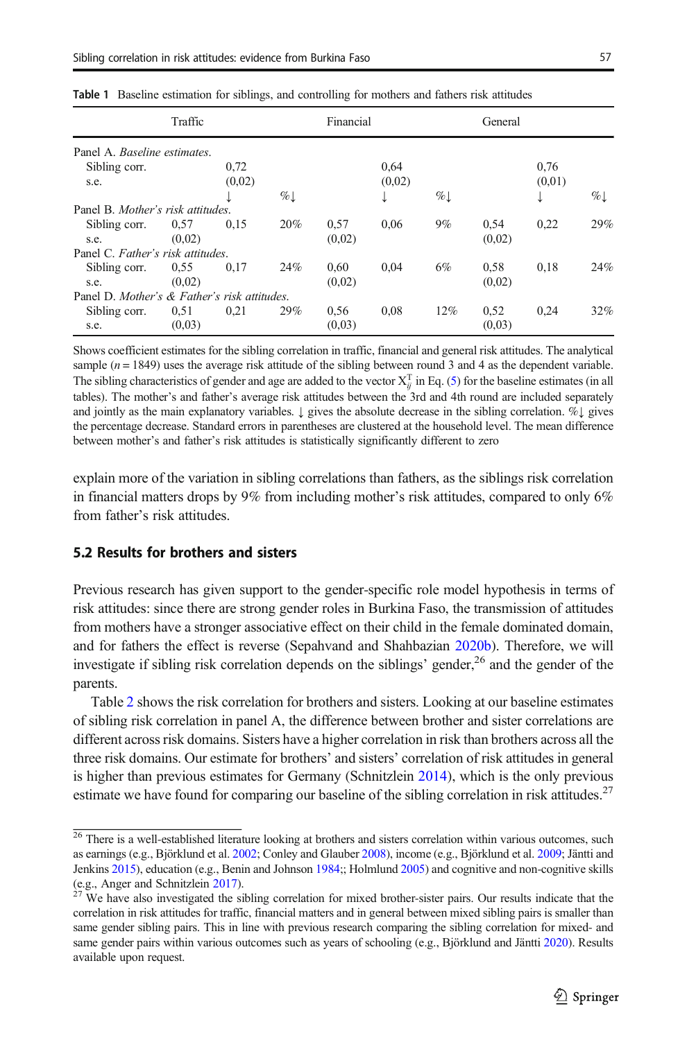**Table 1** Baseline estimation for siblings, and controlling for mothers and fathers risk attitudes

| | Traffic | | | Financial | | | General | | |
|---|---|---|---|---|---|---|---|---|---|
| Panel A. *Baseline estimates.* | | | | | | | | | |
| Sibling corr. | | 0,72 | | | 0,64 | | | 0,76 | |
| s.e. | | (0,02) | | | (0,02) | | | (0,01) | |
| | | ↓ | %↓ | | ↓ | %↓ | | ↓ | %↓ |
| Panel B. *Mother's risk attitudes.* | | | | | | | | | |
| Sibling corr. | 0,57 | 0,15 | 20% | 0,57 | 0,06 | 9% | 0,54 | 0,22 | 29% |
| s.e. | (0,02) | | | (0,02) | | | (0,02) | | |
| Panel C. *Father's risk attitudes.* | | | | | | | | | |
| Sibling corr. | 0,55 | 0,17 | 24% | 0,60 | 0,04 | 6% | 0,58 | 0,18 | 24% |
| s.e. | (0,02) | | | (0,02) | | | (0,02) | | |
| Panel D. *Mother's & Father's risk attitudes.* | | | | | | | | | |
| Sibling corr. | 0,51 | 0,21 | 29% | 0,56 | 0,08 | 12% | 0,52 | 0,24 | 32% |
| s.e. | (0,03) | | | (0,03) | | | (0,03) | | |

Shows coefficient estimates for the sibling correlation in traffic, financial and general risk attitudes. The analytical sample ($n = 1849$) uses the average risk attitude of the sibling between round 3 and 4 as the dependent variable. The sibling characteristics of gender and age are added to the vector $X_{ij}^{T}$ in Eq. (5) for the baseline estimates (in all tables). The mother's and father's average risk attitudes between the 3rd and 4th round are included separately and jointly as the main explanatory variables. ↓ gives the absolute decrease in the sibling correlation. %↓ gives the percentage decrease. Standard errors in parentheses are clustered at the household level. The mean difference between mother's and father's risk attitudes is statistically significantly different to zero

explain more of the variation in sibling correlations than fathers, as the siblings risk correlation in financial matters drops by 9% from including mother's risk attitudes, compared to only 6% from father's risk attitudes.

## 5.2 Results for brothers and sisters

Previous research has given support to the gender-specific role model hypothesis in terms of risk attitudes: since there are strong gender roles in Burkina Faso, the transmission of attitudes from mothers have a stronger associative effect on their child in the female dominated domain, and for fathers the effect is reverse (Sepahvand and Shahbazian 2020b). Therefore, we will investigate if sibling risk correlation depends on the siblings' gender,[26] and the gender of the parents.

Table 2 shows the risk correlation for brothers and sisters. Looking at our baseline estimates of sibling risk correlation in panel A, the difference between brother and sister correlations are different across risk domains. Sisters have a higher correlation in risk than brothers across all the three risk domains. Our estimate for brothers' and sisters' correlation of risk attitudes in general is higher than previous estimates for Germany (Schnitzlein 2014), which is the only previous estimate we have found for comparing our baseline of the sibling correlation in risk attitudes.[27]

[26] There is a well-established literature looking at brothers and sisters correlation within various outcomes, such as earnings (e.g., Björklund et al. 2002; Conley and Glauber 2008), income (e.g., Björklund et al. 2009; Jäntti and Jenkins 2015), education (e.g., Benin and Johnson 1984;; Holmlund 2005) and cognitive and non-cognitive skills (e.g., Anger and Schnitzlein 2017).

[27] We have also investigated the sibling correlation for mixed brother-sister pairs. Our results indicate that the correlation in risk attitudes for traffic, financial matters and in general between mixed sibling pairs is smaller than same gender sibling pairs. This in line with previous research comparing the sibling correlation for mixed- and same gender pairs within various outcomes such as years of schooling (e.g., Björklund and Jäntti 2020). Results available upon request.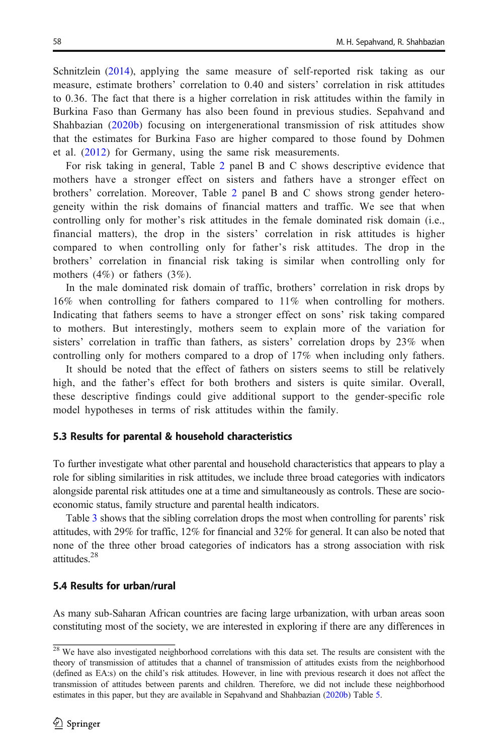Schnitzlein (2014), applying the same measure of self-reported risk taking as our measure, estimate brothers' correlation to 0.40 and sisters' correlation in risk attitudes to 0.36. The fact that there is a higher correlation in risk attitudes within the family in Burkina Faso than Germany has also been found in previous studies. Sepahvand and Shahbazian (2020b) focusing on intergenerational transmission of risk attitudes show that the estimates for Burkina Faso are higher compared to those found by Dohmen et al. (2012) for Germany, using the same risk measurements.

For risk taking in general, Table 2 panel B and C shows descriptive evidence that mothers have a stronger effect on sisters and fathers have a stronger effect on brothers' correlation. Moreover, Table 2 panel B and C shows strong gender heterogeneity within the risk domains of financial matters and traffic. We see that when controlling only for mother's risk attitudes in the female dominated risk domain (i.e., financial matters), the drop in the sisters' correlation in risk attitudes is higher compared to when controlling only for father's risk attitudes. The drop in the brothers' correlation in financial risk taking is similar when controlling only for mothers (4%) or fathers (3%).

In the male dominated risk domain of traffic, brothers' correlation in risk drops by 16% when controlling for fathers compared to 11% when controlling for mothers. Indicating that fathers seems to have a stronger effect on sons' risk taking compared to mothers. But interestingly, mothers seem to explain more of the variation for sisters' correlation in traffic than fathers, as sisters' correlation drops by 23% when controlling only for mothers compared to a drop of 17% when including only fathers.

It should be noted that the effect of fathers on sisters seems to still be relatively high, and the father's effect for both brothers and sisters is quite similar. Overall, these descriptive findings could give additional support to the gender-specific role model hypotheses in terms of risk attitudes within the family.

### 5.3 Results for parental & household characteristics

To further investigate what other parental and household characteristics that appears to play a role for sibling similarities in risk attitudes, we include three broad categories with indicators alongside parental risk attitudes one at a time and simultaneously as controls. These are socio-economic status, family structure and parental health indicators.

Table 3 shows that the sibling correlation drops the most when controlling for parents' risk attitudes, with 29% for traffic, 12% for financial and 32% for general. It can also be noted that none of the three other broad categories of indicators has a strong association with risk attitudes.[28]

### 5.4 Results for urban/rural

As many sub-Saharan African countries are facing large urbanization, with urban areas soon constituting most of the society, we are interested in exploring if there are any differences in

[28] We have also investigated neighborhood correlations with this data set. The results are consistent with the theory of transmission of attitudes that a channel of transmission of attitudes exists from the neighborhood (defined as EA:s) on the child's risk attitudes. However, in line with previous research it does not affect the transmission of attitudes between parents and children. Therefore, we did not include these neighborhood estimates in this paper, but they are available in Sepahvand and Shahbazian (2020b) Table 5.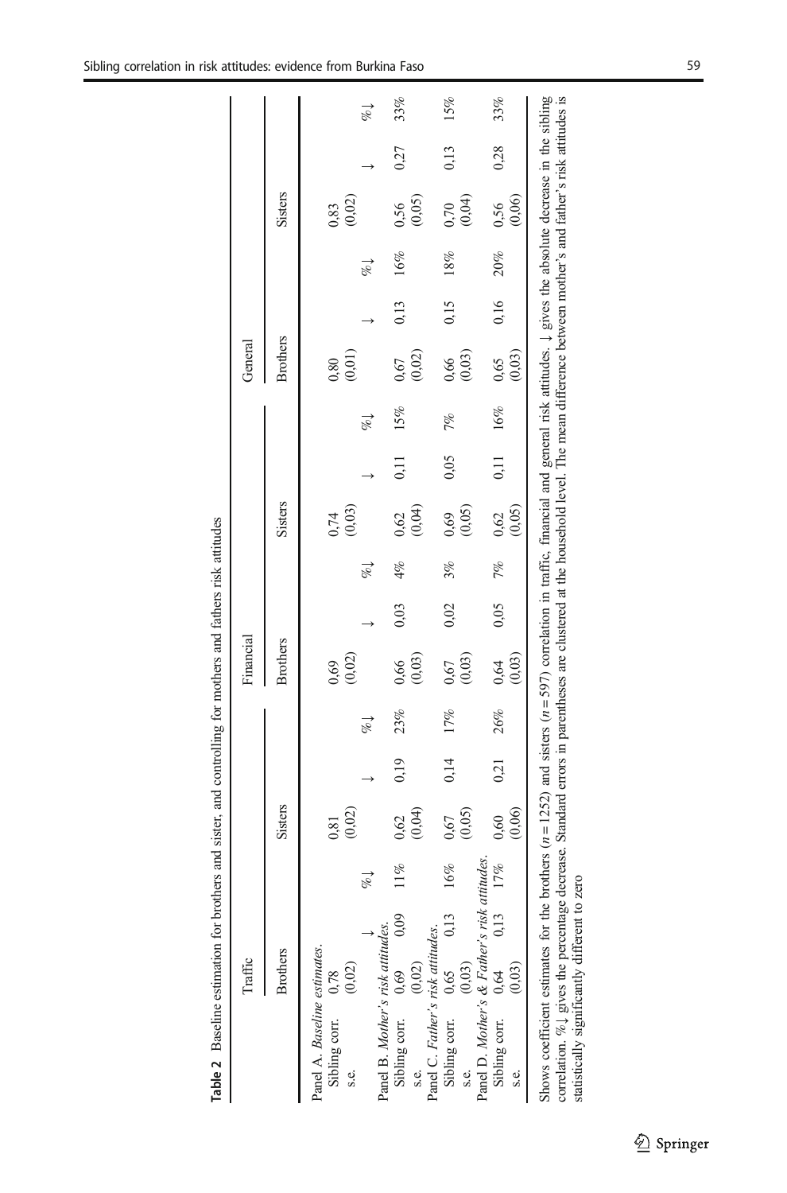**Table 2** Baseline estimation for brothers and sister, and controlling for mothers and fathers risk attitudes

| | Traffic | | | | | | Financial | | | | | | General | | | | | |
|---|---|---|---|---|---|---|---|---|---|---|---|---|---|---|---|---|---|---|
| | Brothers | | | Sisters | | | Brothers | | | Sisters | | | Brothers | | | Sisters | | |
| Panel A. *Baseline estimates.* | | | | | | | | | | | | | | | | | | |
| Sibling corr. | 0,78 | | | 0,81 | | | 0,69 | | | 0,74 | | | 0,80 | | | 0,83 | | |
| s.e. | (0,02) | | | (0,02) | | | (0,02) | | | (0,03) | | | (0,01) | | | (0,02) | | |
| | | ↓ | %↓ | | ↓ | %↓ | | ↓ | %↓ | | ↓ | %↓ | | ↓ | %↓ | | ↓ | %↓ |
| Panel B. *Mother's risk attitudes.* | | | | | | | | | | | | | | | | | | |
| Sibling corr. | 0,69 | 0,09 | 11% | 0,62 | 0,19 | 23% | 0,66 | 0,03 | 4% | 0,62 | 0,11 | 15% | 0,67 | 0,13 | 16% | 0,56 | 0,27 | 33% |
| s.e. | (0,02) | | | (0,04) | | | (0,03) | | | (0,04) | | | (0,02) | | | (0,05) | | |
| Panel C. *Father's risk attitudes.* | | | | | | | | | | | | | | | | | | |
| Sibling corr. | 0,65 | 0,13 | 16% | 0,67 | 0,14 | 17% | 0,67 | 0,02 | 3% | 0,69 | 0,05 | 7% | 0,66 | 0,15 | 18% | 0,70 | 0,13 | 15% |
| s.e. | (0,03) | | | (0,05) | | | (0,03) | | | (0,05) | | | (0,03) | | | (0,04) | | |
| Panel D. *Mother's & Father's risk attitudes.* | | | | | | | | | | | | | | | | | | |
| Sibling corr. | 0,64 | 0,13 | 17% | 0,60 | 0,21 | 26% | 0,64 | 0,05 | 7% | 0,62 | 0,11 | 16% | 0,65 | 0,16 | 20% | 0,56 | 0,28 | 33% |
| s.e. | (0,03) | | | (0,06) | | | (0,03) | | | (0,05) | | | (0,03) | | | (0,06) | | |

Shows coefficient estimates for the brothers ($n = 1252$) and sisters ($n = 597$) correlation in traffic, financial and general risk attitudes. ↓ gives the absolute decrease in the sibling correlation. %↓ gives the percentage decrease. Standard errors in parentheses are clustered at the household level. The mean difference between mother's and father's risk attitudes is statistically significantly different to zero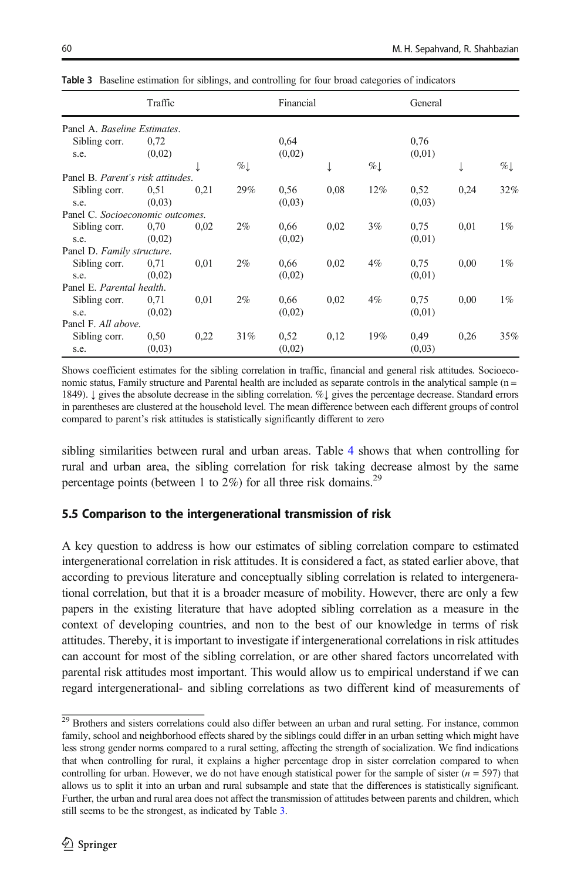**Table 3** Baseline estimation for siblings, and controlling for four broad categories of indicators

| | Traffic | | | Financial | | | General | | |
|---|---|---|---|---|---|---|---|---|---|
| Panel A. *Baseline Estimates.* | | | | | | | | | |
| Sibling corr. | 0,72 | | | 0,64 | | | 0,76 | | |
| s.e. | (0,02) | | | (0,02) | | | (0,01) | | |
| | | ↓ | %↓ | | ↓ | %↓ | | ↓ | %↓ |
| Panel B. *Parent's risk attitudes.* | | | | | | | | | |
| Sibling corr. | 0,51 | 0,21 | 29% | 0,56 | 0,08 | 12% | 0,52 | 0,24 | 32% |
| s.e. | (0,03) | | | (0,03) | | | (0,03) | | |
| Panel C. *Socioeconomic outcomes.* | | | | | | | | | |
| Sibling corr. | 0,70 | 0,02 | 2% | 0,66 | 0,02 | 3% | 0,75 | 0,01 | 1% |
| s.e. | (0,02) | | | (0,02) | | | (0,01) | | |
| Panel D. *Family structure.* | | | | | | | | | |
| Sibling corr. | 0,71 | 0,01 | 2% | 0,66 | 0,02 | 4% | 0,75 | 0,00 | 1% |
| s.e. | (0,02) | | | (0,02) | | | (0,01) | | |
| Panel E. *Parental health.* | | | | | | | | | |
| Sibling corr. | 0,71 | 0,01 | 2% | 0,66 | 0,02 | 4% | 0,75 | 0,00 | 1% |
| s.e. | (0,02) | | | (0,02) | | | (0,01) | | |
| Panel F. *All above.* | | | | | | | | | |
| Sibling corr. | 0,50 | 0,22 | 31% | 0,52 | 0,12 | 19% | 0,49 | 0,26 | 35% |
| s.e. | (0,03) | | | (0,02) | | | (0,03) | | |

Shows coefficient estimates for the sibling correlation in traffic, financial and general risk attitudes. Socioeconomic status, Family structure and Parental health are included as separate controls in the analytical sample (n = 1849). ↓ gives the absolute decrease in the sibling correlation. %↓ gives the percentage decrease. Standard errors in parentheses are clustered at the household level. The mean difference between each different groups of control compared to parent's risk attitudes is statistically significantly different to zero

sibling similarities between rural and urban areas. Table 4 shows that when controlling for rural and urban area, the sibling correlation for risk taking decrease almost by the same percentage points (between 1 to 2%) for all three risk domains.[29]

### 5.5 Comparison to the intergenerational transmission of risk

A key question to address is how our estimates of sibling correlation compare to estimated intergenerational correlation in risk attitudes. It is considered a fact, as stated earlier above, that according to previous literature and conceptually sibling correlation is related to intergenerational correlation, but that it is a broader measure of mobility. However, there are only a few papers in the existing literature that have adopted sibling correlation as a measure in the context of developing countries, and non to the best of our knowledge in terms of risk attitudes. Thereby, it is important to investigate if intergenerational correlations in risk attitudes can account for most of the sibling correlation, or are other shared factors uncorrelated with parental risk attitudes most important. This would allow us to empirical understand if we can regard intergenerational- and sibling correlations as two different kind of measurements of

[29] Brothers and sisters correlations could also differ between an urban and rural setting. For instance, common family, school and neighborhood effects shared by the siblings could differ in an urban setting which might have less strong gender norms compared to a rural setting, affecting the strength of socialization. We find indications that when controlling for rural, it explains a higher percentage drop in sister correlation compared to when controlling for urban. However, we do not have enough statistical power for the sample of sister ($n = 597$) that allows us to split it into an urban and rural subsample and state that the differences is statistically significant. Further, the urban and rural area does not affect the transmission of attitudes between parents and children, which still seems to be the strongest, as indicated by Table 3.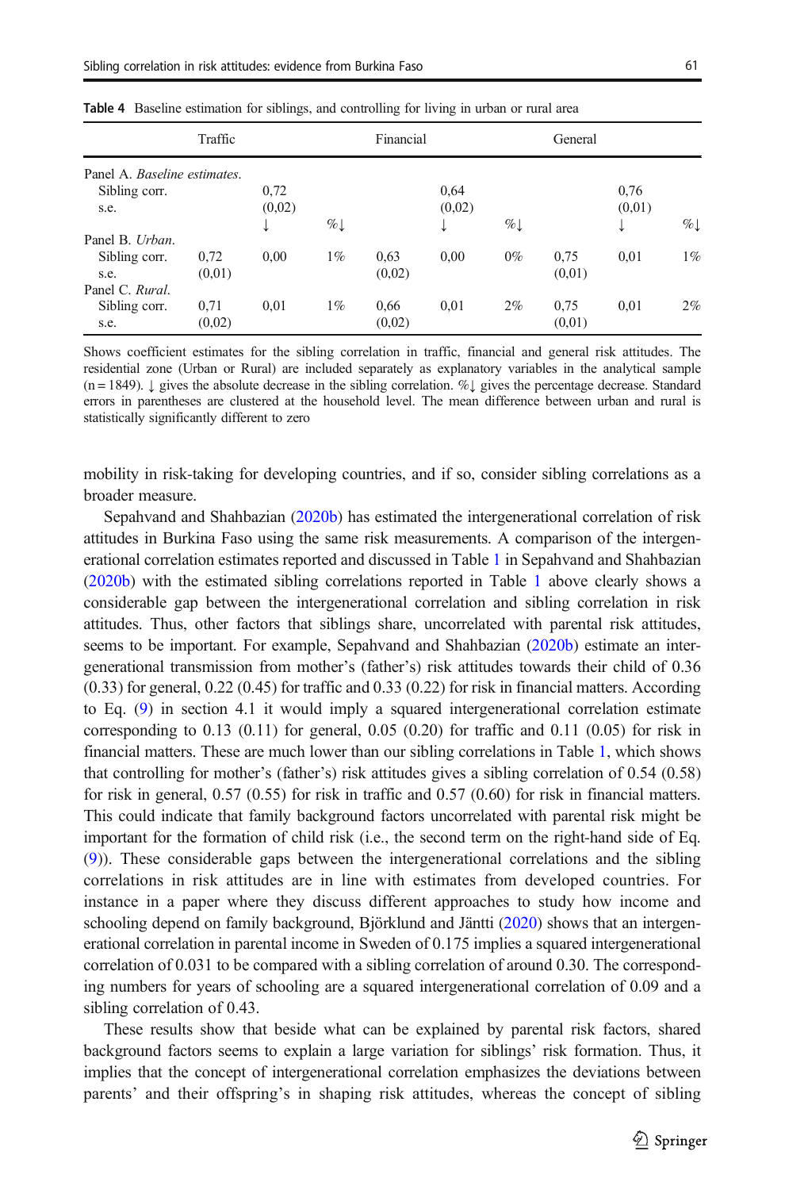**Table 4** Baseline estimation for siblings, and controlling for living in urban or rural area

| | Traffic | | | Financial | | | General | | |
|---|---|---|---|---|---|---|---|---|---|
| Panel A. *Baseline estimates.* | | | | | | | | | |
| Sibling corr. | | 0,72 | | | 0,64 | | | 0,76 | |
| s.e. | | (0,02) | | | (0,02) | | | (0,01) | |
| | | ↓ | %↓ | | ↓ | %↓ | | ↓ | %↓ |
| Panel B. *Urban.* | | | | | | | | | |
| Sibling corr. | 0,72 | 0,00 | 1% | 0,63 | 0,00 | 0% | 0,75 | 0,01 | 1% |
| s.e. | (0,01) | | | (0,02) | | | (0,01) | | |
| Panel C. *Rural.* | | | | | | | | | |
| Sibling corr. | 0,71 | 0,01 | 1% | 0,66 | 0,01 | 2% | 0,75 | 0,01 | 2% |
| s.e. | (0,02) | | | (0,02) | | | (0,01) | | |

Shows coefficient estimates for the sibling correlation in traffic, financial and general risk attitudes. The residential zone (Urban or Rural) are included separately as explanatory variables in the analytical sample (n = 1849). ↓ gives the absolute decrease in the sibling correlation. %↓ gives the percentage decrease. Standard errors in parentheses are clustered at the household level. The mean difference between urban and rural is statistically significantly different to zero

mobility in risk-taking for developing countries, and if so, consider sibling correlations as a broader measure.

Sepahvand and Shahbazian (2020b) has estimated the intergenerational correlation of risk attitudes in Burkina Faso using the same risk measurements. A comparison of the intergenerational correlation estimates reported and discussed in Table 1 in Sepahvand and Shahbazian (2020b) with the estimated sibling correlations reported in Table 1 above clearly shows a considerable gap between the intergenerational correlation and sibling correlation in risk attitudes. Thus, other factors that siblings share, uncorrelated with parental risk attitudes, seems to be important. For example, Sepahvand and Shahbazian (2020b) estimate an intergenerational transmission from mother's (father's) risk attitudes towards their child of 0.36 (0.33) for general, 0.22 (0.45) for traffic and 0.33 (0.22) for risk in financial matters. According to Eq. (9) in section 4.1 it would imply a squared intergenerational correlation estimate corresponding to 0.13 (0.11) for general, 0.05 (0.20) for traffic and 0.11 (0.05) for risk in financial matters. These are much lower than our sibling correlations in Table 1, which shows that controlling for mother's (father's) risk attitudes gives a sibling correlation of 0.54 (0.58) for risk in general, 0.57 (0.55) for risk in traffic and 0.57 (0.60) for risk in financial matters. This could indicate that family background factors uncorrelated with parental risk might be important for the formation of child risk (i.e., the second term on the right-hand side of Eq. (9)). These considerable gaps between the intergenerational correlations and the sibling correlations in risk attitudes are in line with estimates from developed countries. For instance in a paper where they discuss different approaches to study how income and schooling depend on family background, Björklund and Jäntti (2020) shows that an intergenerational correlation in parental income in Sweden of 0.175 implies a squared intergenerational correlation of 0.031 to be compared with a sibling correlation of around 0.30. The corresponding numbers for years of schooling are a squared intergenerational correlation of 0.09 and a sibling correlation of 0.43.

These results show that beside what can be explained by parental risk factors, shared background factors seems to explain a large variation for siblings' risk formation. Thus, it implies that the concept of intergenerational correlation emphasizes the deviations between parents' and their offspring's in shaping risk attitudes, whereas the concept of sibling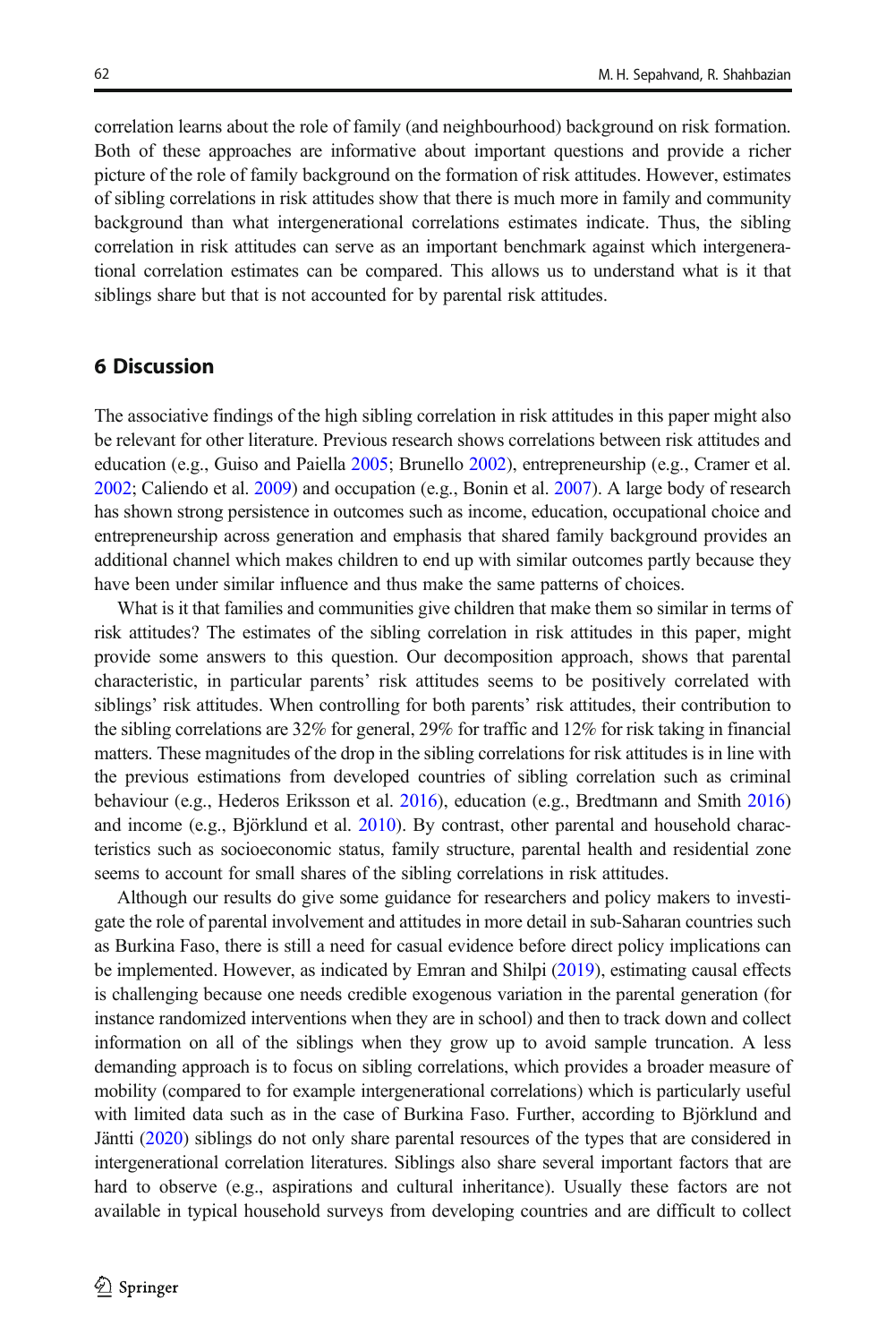correlation learns about the role of family (and neighbourhood) background on risk formation. Both of these approaches are informative about important questions and provide a richer picture of the role of family background on the formation of risk attitudes. However, estimates of sibling correlations in risk attitudes show that there is much more in family and community background than what intergenerational correlations estimates indicate. Thus, the sibling correlation in risk attitudes can serve as an important benchmark against which intergenerational correlation estimates can be compared. This allows us to understand what is it that siblings share but that is not accounted for by parental risk attitudes.

## 6 Discussion

The associative findings of the high sibling correlation in risk attitudes in this paper might also be relevant for other literature. Previous research shows correlations between risk attitudes and education (e.g., Guiso and Paiella 2005; Brunello 2002), entrepreneurship (e.g., Cramer et al. 2002; Caliendo et al. 2009) and occupation (e.g., Bonin et al. 2007). A large body of research has shown strong persistence in outcomes such as income, education, occupational choice and entrepreneurship across generation and emphasis that shared family background provides an additional channel which makes children to end up with similar outcomes partly because they have been under similar influence and thus make the same patterns of choices.

What is it that families and communities give children that make them so similar in terms of risk attitudes? The estimates of the sibling correlation in risk attitudes in this paper, might provide some answers to this question. Our decomposition approach, shows that parental characteristic, in particular parents' risk attitudes seems to be positively correlated with siblings' risk attitudes. When controlling for both parents' risk attitudes, their contribution to the sibling correlations are 32% for general, 29% for traffic and 12% for risk taking in financial matters. These magnitudes of the drop in the sibling correlations for risk attitudes is in line with the previous estimations from developed countries of sibling correlation such as criminal behaviour (e.g., Hederos Eriksson et al. 2016), education (e.g., Bredtmann and Smith 2016) and income (e.g., Björklund et al. 2010). By contrast, other parental and household characteristics such as socioeconomic status, family structure, parental health and residential zone seems to account for small shares of the sibling correlations in risk attitudes.

Although our results do give some guidance for researchers and policy makers to investigate the role of parental involvement and attitudes in more detail in sub-Saharan countries such as Burkina Faso, there is still a need for casual evidence before direct policy implications can be implemented. However, as indicated by Emran and Shilpi (2019), estimating causal effects is challenging because one needs credible exogenous variation in the parental generation (for instance randomized interventions when they are in school) and then to track down and collect information on all of the siblings when they grow up to avoid sample truncation. A less demanding approach is to focus on sibling correlations, which provides a broader measure of mobility (compared to for example intergenerational correlations) which is particularly useful with limited data such as in the case of Burkina Faso. Further, according to Björklund and Jäntti (2020) siblings do not only share parental resources of the types that are considered in intergenerational correlation literatures. Siblings also share several important factors that are hard to observe (e.g., aspirations and cultural inheritance). Usually these factors are not available in typical household surveys from developing countries and are difficult to collect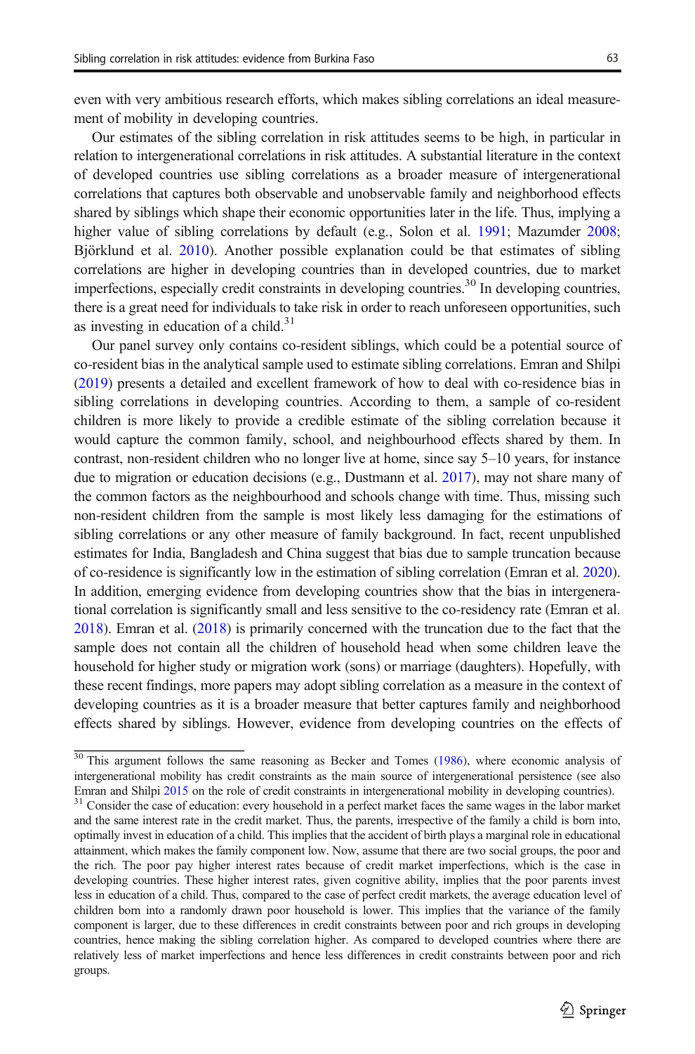even with very ambitious research efforts, which makes sibling correlations an ideal measurement of mobility in developing countries.

Our estimates of the sibling correlation in risk attitudes seems to be high, in particular in relation to intergenerational correlations in risk attitudes. A substantial literature in the context of developed countries use sibling correlations as a broader measure of intergenerational correlations that captures both observable and unobservable family and neighborhood effects shared by siblings which shape their economic opportunities later in the life. Thus, implying a higher value of sibling correlations by default (e.g., Solon et al. 1991; Mazumder 2008; Björklund et al. 2010). Another possible explanation could be that estimates of sibling correlations are higher in developing countries than in developed countries, due to market imperfections, especially credit constraints in developing countries.[30] In developing countries, there is a great need for individuals to take risk in order to reach unforeseen opportunities, such as investing in education of a child.[31]

Our panel survey only contains co-resident siblings, which could be a potential source of co-resident bias in the analytical sample used to estimate sibling correlations. Emran and Shilpi (2019) presents a detailed and excellent framework of how to deal with co-residence bias in sibling correlations in developing countries. According to them, a sample of co-resident children is more likely to provide a credible estimate of the sibling correlation because it would capture the common family, school, and neighbourhood effects shared by them. In contrast, non-resident children who no longer live at home, since say 5–10 years, for instance due to migration or education decisions (e.g., Dustmann et al. 2017), may not share many of the common factors as the neighbourhood and schools change with time. Thus, missing such non-resident children from the sample is most likely less damaging for the estimations of sibling correlations or any other measure of family background. In fact, recent unpublished estimates for India, Bangladesh and China suggest that bias due to sample truncation because of co-residence is significantly low in the estimation of sibling correlation (Emran et al. 2020). In addition, emerging evidence from developing countries show that the bias in intergenerational correlation is significantly small and less sensitive to the co-residency rate (Emran et al. 2018). Emran et al. (2018) is primarily concerned with the truncation due to the fact that the sample does not contain all the children of household head when some children leave the household for higher study or migration work (sons) or marriage (daughters). Hopefully, with these recent findings, more papers may adopt sibling correlation as a measure in the context of developing countries as it is a broader measure that better captures family and neighborhood effects shared by siblings. However, evidence from developing countries on the effects of

[30] This argument follows the same reasoning as Becker and Tomes (1986), where economic analysis of intergenerational mobility has credit constraints as the main source of intergenerational persistence (see also Emran and Shilpi 2015 on the role of credit constraints in intergenerational mobility in developing countries).

[31] Consider the case of education: every household in a perfect market faces the same wages in the labor market and the same interest rate in the credit market. Thus, the parents, irrespective of the family a child is born into, optimally invest in education of a child. This implies that the accident of birth plays a marginal role in educational attainment, which makes the family component low. Now, assume that there are two social groups, the poor and the rich. The poor pay higher interest rates because of credit market imperfections, which is the case in developing countries. These higher interest rates, given cognitive ability, implies that the poor parents invest less in education of a child. Thus, compared to the case of perfect credit markets, the average education level of children born into a randomly drawn poor household is lower. This implies that the variance of the family component is larger, due to these differences in credit constraints between poor and rich groups in developing countries, hence making the sibling correlation higher. As compared to developed countries where there are relatively less of market imperfections and hence less differences in credit constraints between poor and rich groups.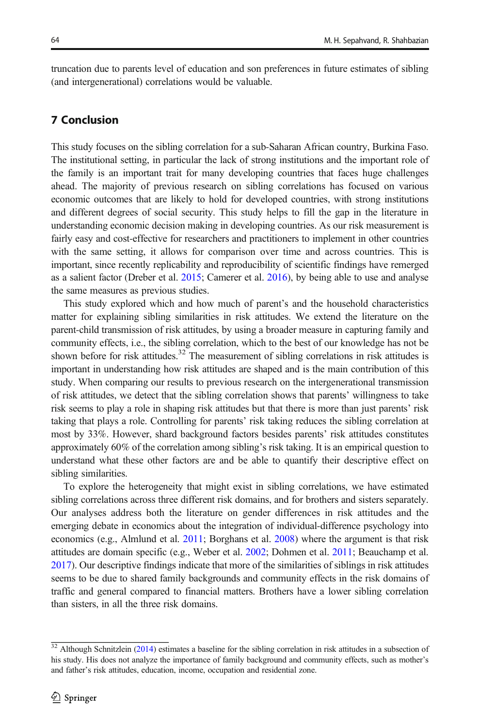truncation due to parents level of education and son preferences in future estimates of sibling (and intergenerational) correlations would be valuable.

## 7 Conclusion

This study focuses on the sibling correlation for a sub-Saharan African country, Burkina Faso. The institutional setting, in particular the lack of strong institutions and the important role of the family is an important trait for many developing countries that faces huge challenges ahead. The majority of previous research on sibling correlations has focused on various economic outcomes that are likely to hold for developed countries, with strong institutions and different degrees of social security. This study helps to fill the gap in the literature in understanding economic decision making in developing countries. As our risk measurement is fairly easy and cost-effective for researchers and practitioners to implement in other countries with the same setting, it allows for comparison over time and across countries. This is important, since recently replicability and reproducibility of scientific findings have remerged as a salient factor (Dreber et al. 2015; Camerer et al. 2016), by being able to use and analyse the same measures as previous studies.

This study explored which and how much of parent's and the household characteristics matter for explaining sibling similarities in risk attitudes. We extend the literature on the parent-child transmission of risk attitudes, by using a broader measure in capturing family and community effects, i.e., the sibling correlation, which to the best of our knowledge has not be shown before for risk attitudes.[32] The measurement of sibling correlations in risk attitudes is important in understanding how risk attitudes are shaped and is the main contribution of this study. When comparing our results to previous research on the intergenerational transmission of risk attitudes, we detect that the sibling correlation shows that parents' willingness to take risk seems to play a role in shaping risk attitudes but that there is more than just parents' risk taking that plays a role. Controlling for parents' risk taking reduces the sibling correlation at most by 33%. However, shard background factors besides parents' risk attitudes constitutes approximately 60% of the correlation among sibling's risk taking. It is an empirical question to understand what these other factors are and be able to quantify their descriptive effect on sibling similarities.

To explore the heterogeneity that might exist in sibling correlations, we have estimated sibling correlations across three different risk domains, and for brothers and sisters separately. Our analyses address both the literature on gender differences in risk attitudes and the emerging debate in economics about the integration of individual-difference psychology into economics (e.g., Almlund et al. 2011; Borghans et al. 2008) where the argument is that risk attitudes are domain specific (e.g., Weber et al. 2002; Dohmen et al. 2011; Beauchamp et al. 2017). Our descriptive findings indicate that more of the similarities of siblings in risk attitudes seems to be due to shared family backgrounds and community effects in the risk domains of traffic and general compared to financial matters. Brothers have a lower sibling correlation than sisters, in all the three risk domains.

[32] Although Schnitzlein (2014) estimates a baseline for the sibling correlation in risk attitudes in a subsection of his study. His does not analyze the importance of family background and community effects, such as mother's and father's risk attitudes, education, income, occupation and residential zone.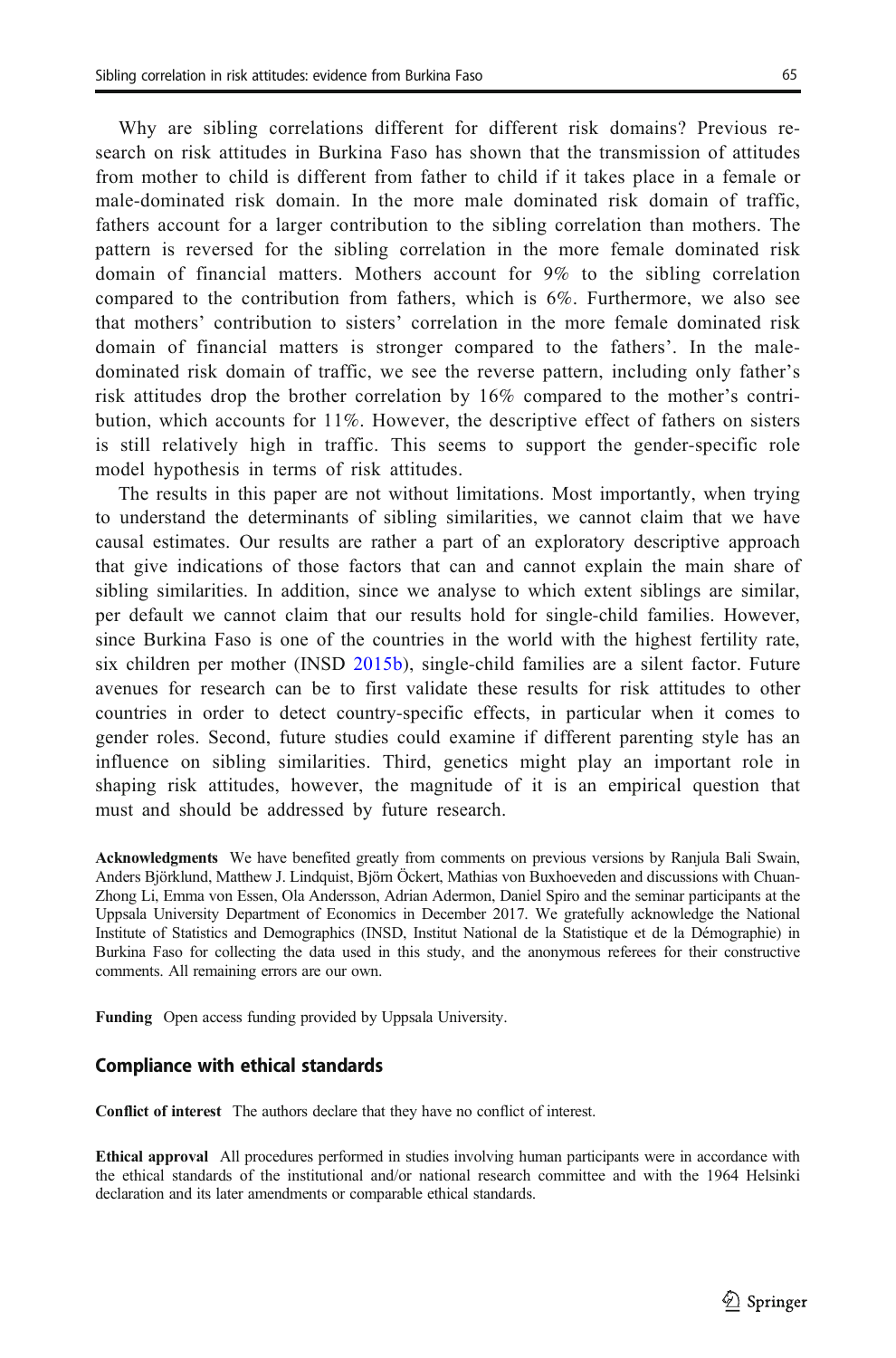Why are sibling correlations different for different risk domains? Previous research on risk attitudes in Burkina Faso has shown that the transmission of attitudes from mother to child is different from father to child if it takes place in a female or male-dominated risk domain. In the more male dominated risk domain of traffic, fathers account for a larger contribution to the sibling correlation than mothers. The pattern is reversed for the sibling correlation in the more female dominated risk domain of financial matters. Mothers account for 9% to the sibling correlation compared to the contribution from fathers, which is 6%. Furthermore, we also see that mothers' contribution to sisters' correlation in the more female dominated risk domain of financial matters is stronger compared to the fathers'. In the male-dominated risk domain of traffic, we see the reverse pattern, including only father's risk attitudes drop the brother correlation by 16% compared to the mother's contribution, which accounts for 11%. However, the descriptive effect of fathers on sisters is still relatively high in traffic. This seems to support the gender-specific role model hypothesis in terms of risk attitudes.

The results in this paper are not without limitations. Most importantly, when trying to understand the determinants of sibling similarities, we cannot claim that we have causal estimates. Our results are rather a part of an exploratory descriptive approach that give indications of those factors that can and cannot explain the main share of sibling similarities. In addition, since we analyse to which extent siblings are similar, per default we cannot claim that our results hold for single-child families. However, since Burkina Faso is one of the countries in the world with the highest fertility rate, six children per mother (INSD 2015b), single-child families are a silent factor. Future avenues for research can be to first validate these results for risk attitudes to other countries in order to detect country-specific effects, in particular when it comes to gender roles. Second, future studies could examine if different parenting style has an influence on sibling similarities. Third, genetics might play an important role in shaping risk attitudes, however, the magnitude of it is an empirical question that must and should be addressed by future research.

**Acknowledgments** We have benefited greatly from comments on previous versions by Ranjula Bali Swain, Anders Björklund, Matthew J. Lindquist, Björn Öckert, Mathias von Buxhoeveden and discussions with Chuan-Zhong Li, Emma von Essen, Ola Andersson, Adrian Adermon, Daniel Spiro and the seminar participants at the Uppsala University Department of Economics in December 2017. We gratefully acknowledge the National Institute of Statistics and Demographics (INSD, Institut National de la Statistique et de la Démographie) in Burkina Faso for collecting the data used in this study, and the anonymous referees for their constructive comments. All remaining errors are our own.

**Funding** Open access funding provided by Uppsala University.

## Compliance with ethical standards

**Conflict of interest** The authors declare that they have no conflict of interest.

**Ethical approval** All procedures performed in studies involving human participants were in accordance with the ethical standards of the institutional and/or national research committee and with the 1964 Helsinki declaration and its later amendments or comparable ethical standards.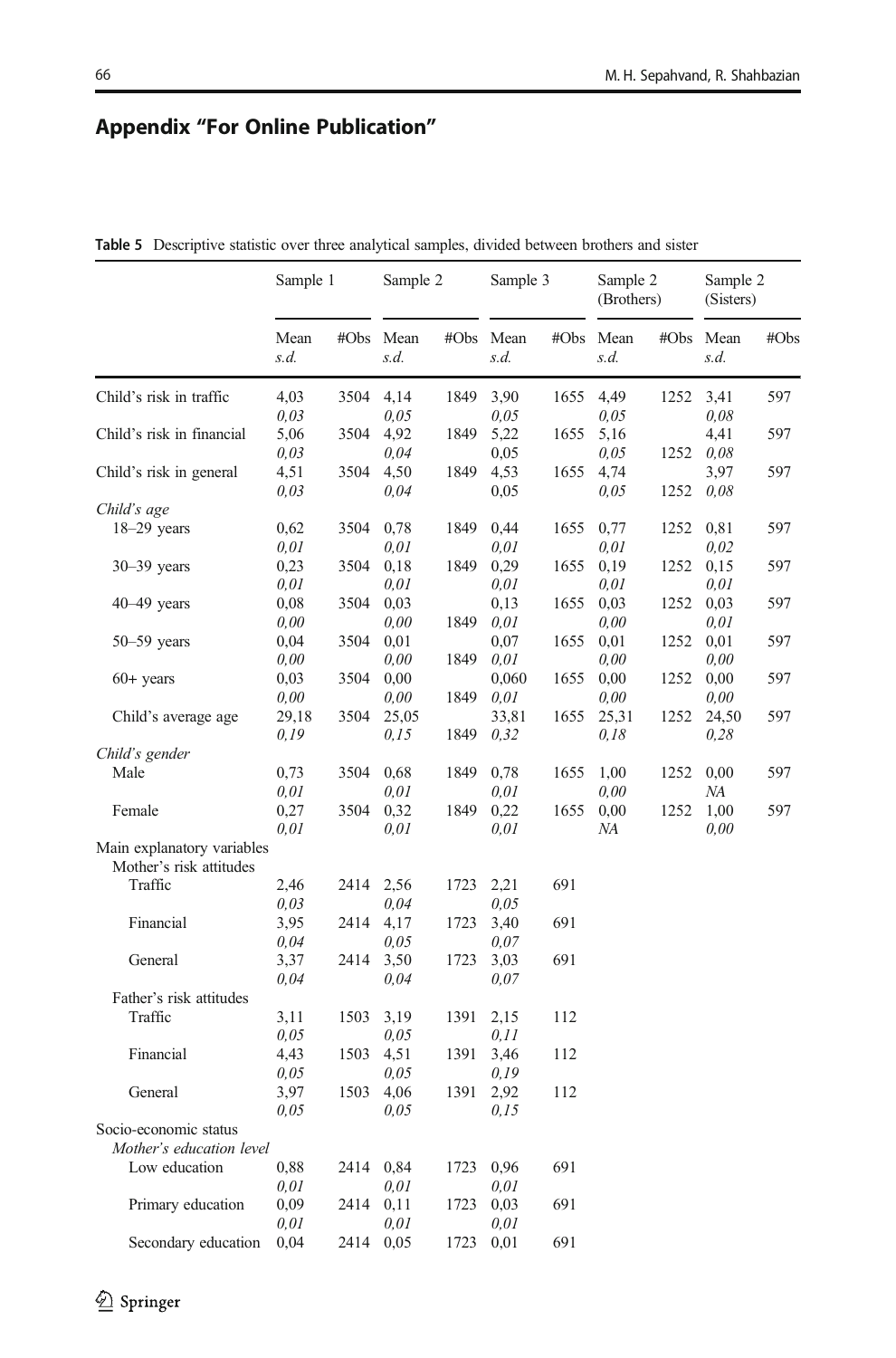## Appendix "For Online Publication"

**Table 5** Descriptive statistic over three analytical samples, divided between brothers and sister

| | Sample 1 | | Sample 2 | | Sample 3 | | Sample 2 (Brothers) | | Sample 2 (Sisters) | |
|---|---|---|---|---|---|---|---|---|---|---|
| | Mean *s.d.* | #Obs | Mean *s.d.* | #Obs | Mean *s.d.* | #Obs | Mean *s.d.* | #Obs | Mean *s.d.* | #Obs |
| Child's risk in traffic | 4,03 *0,03* | 3504 | 4,14 *0,05* | 1849 | 3,90 *0,05* | 1655 | 4,49 *0,05* | 1252 | 3,41 *0,08* | 597 |
| Child's risk in financial | 5,06 *0,03* | 3504 | 4,92 *0,04* | 1849 | 5,22 0,05 | 1655 | 5,16 *0,05* | 1252 | 4,41 *0,08* | 597 |
| Child's risk in general | 4,51 *0,03* | 3504 | 4,50 *0,04* | 1849 | 4,53 0,05 | 1655 | 4,74 *0,05* | 1252 | 3,97 *0,08* | 597 |
| *Child's age* | | | | | | | | | | |
| 18–29 years | 0,62 *0,01* | 3504 | 0,78 *0,01* | 1849 | 0,44 *0,01* | 1655 | 0,77 *0,01* | 1252 | 0,81 *0,02* | 597 |
| 30–39 years | 0,23 *0,01* | 3504 | 0,18 *0,01* | 1849 | 0,29 *0,01* | 1655 | 0,19 *0,01* | 1252 | 0,15 *0,01* | 597 |
| 40–49 years | 0,08 *0,00* | 3504 | 0,03 *0,00* | 1849 | 0,13 *0,01* | 1655 | 0,03 *0,00* | 1252 | 0,03 *0,01* | 597 |
| 50–59 years | 0,04 *0,00* | 3504 | 0,01 *0,00* | 1849 | 0,07 *0,01* | 1655 | 0,01 *0,00* | 1252 | 0,01 *0,00* | 597 |
| 60+ years | 0,03 *0,00* | 3504 | 0,00 *0,00* | 1849 | 0,060 *0,01* | 1655 | 0,00 *0,00* | 1252 | 0,00 *0,00* | 597 |
| Child's average age | 29,18 *0,19* | 3504 | 25,05 *0,15* | 1849 | 33,81 *0,32* | 1655 | 25,31 *0,18* | 1252 | 24,50 *0,28* | 597 |
| *Child's gender* | | | | | | | | | | |
| Male | 0,73 *0,01* | 3504 | 0,68 *0,01* | 1849 | 0,78 *0,01* | 1655 | 1,00 *0,00* | 1252 | 0,00 *NA* | 597 |
| Female | 0,27 *0,01* | 3504 | 0,32 *0,01* | 1849 | 0,22 *0,01* | 1655 | 0,00 *NA* | 1252 | 1,00 *0,00* | 597 |
| Main explanatory variables | | | | | | | | | | |
| Mother's risk attitudes | | | | | | | | | | |
| Traffic | 2,46 *0,03* | 2414 | 2,56 *0,04* | 1723 | 2,21 *0,05* | 691 | | | | |
| Financial | 3,95 *0,04* | 2414 | 4,17 *0,05* | 1723 | 3,40 *0,07* | 691 | | | | |
| General | 3,37 *0,04* | 2414 | 3,50 *0,04* | 1723 | 3,03 *0,07* | 691 | | | | |
| Father's risk attitudes | | | | | | | | | | |
| Traffic | 3,11 *0,05* | 1503 | 3,19 *0,05* | 1391 | 2,15 *0,11* | 112 | | | | |
| Financial | 4,43 *0,05* | 1503 | 4,51 *0,05* | 1391 | 3,46 *0,19* | 112 | | | | |
| General | 3,97 *0,05* | 1503 | 4,06 *0,05* | 1391 | 2,92 *0,15* | 112 | | | | |
| Socio-economic status | | | | | | | | | | |
| *Mother's education level* | | | | | | | | | | |
| Low education | 0,88 *0,01* | 2414 | 0,84 *0,01* | 1723 | 0,96 *0,01* | 691 | | | | |
| Primary education | 0,09 *0,01* | 2414 | 0,11 *0,01* | 1723 | 0,03 *0,01* | 691 | | | | |
| Secondary education | 0,04 | 2414 | 0,05 | 1723 | 0,01 | 691 | | | | |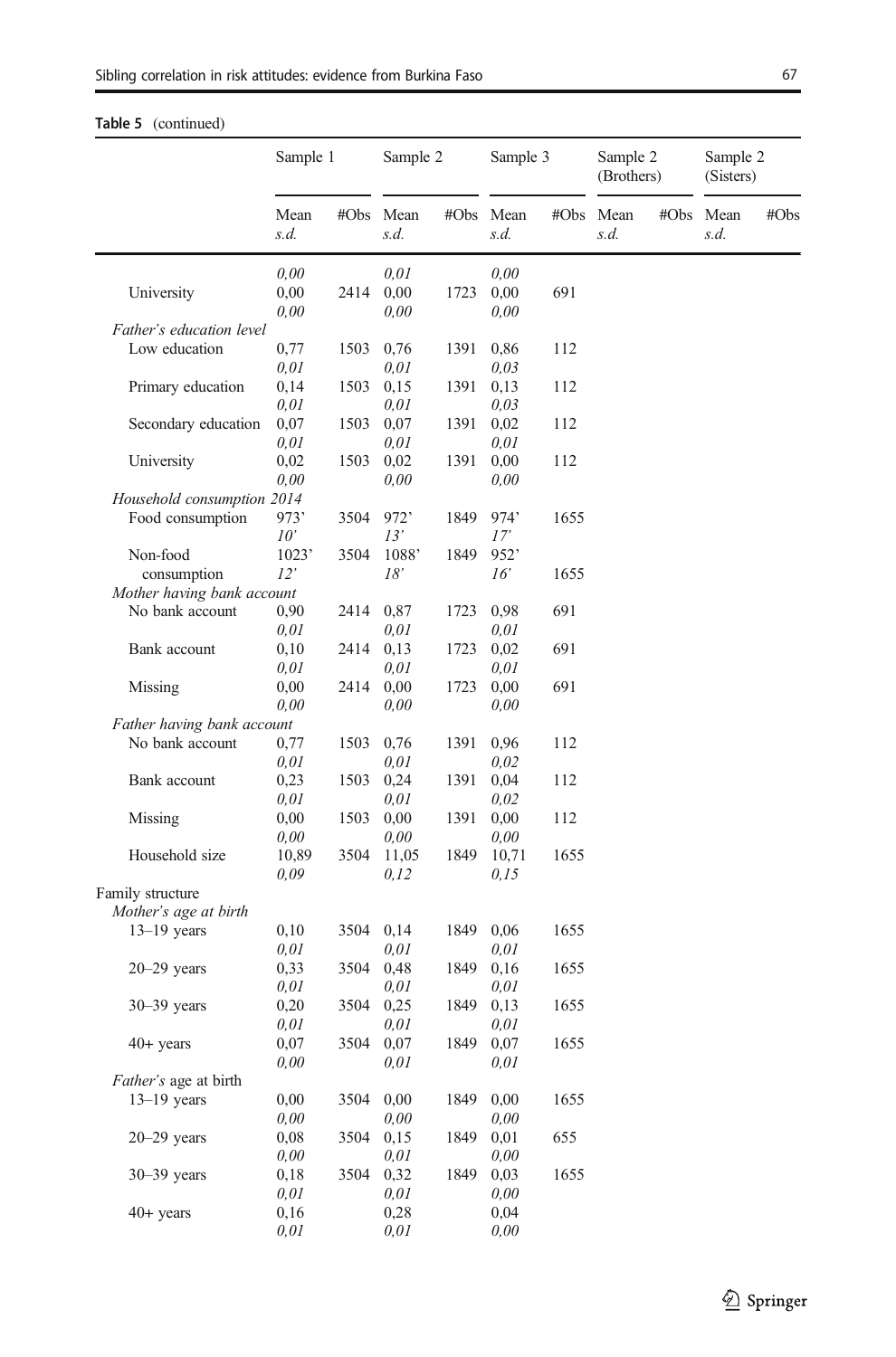**Table 5** (continued)

| | Sample 1 | | Sample 2 | | Sample 3 | | Sample 2 (Brothers) | | Sample 2 (Sisters) | |
|---|---|---|---|---|---|---|---|---|---|---|
| | Mean *s.d.* | #Obs | Mean *s.d.* | #Obs | Mean *s.d.* | #Obs | Mean *s.d.* | #Obs | Mean *s.d.* | #Obs |
| | *0,00* | | *0,01* | | *0,00* | | | | | |
| University | 0,00 *0,00* | 2414 | 0,00 *0,00* | 1723 | 0,00 *0,00* | 691 | | | | |
| *Father's education level* | | | | | | | | | | |
| Low education | 0,77 *0,01* | 1503 | 0,76 *0,01* | 1391 | 0,86 *0,03* | 112 | | | | |
| Primary education | 0,14 *0,01* | 1503 | 0,15 *0,01* | 1391 | 0,13 *0,03* | 112 | | | | |
| Secondary education | 0,07 *0,01* | 1503 | 0,07 *0,01* | 1391 | 0,02 *0,01* | 112 | | | | |
| University | 0,02 *0,00* | 1503 | 0,02 *0,00* | 1391 | 0,00 *0,00* | 112 | | | | |
| *Household consumption 2014* | | | | | | | | | | |
| Food consumption | 973' *10'* | 3504 | 972' *13'* | 1849 | 974' *17'* | 1655 | | | | |
| Non-food consumption | 1023' *12'* | 3504 | 1088' *18'* | 1849 | 952' *16'* | 1655 | | | | |
| *Mother having bank account* | | | | | | | | | | |
| No bank account | 0,90 *0,01* | 2414 | 0,87 *0,01* | 1723 | 0,98 *0,01* | 691 | | | | |
| Bank account | 0,10 *0,01* | 2414 | 0,13 *0,01* | 1723 | 0,02 *0,01* | 691 | | | | |
| Missing | 0,00 *0,00* | 2414 | 0,00 *0,00* | 1723 | 0,00 *0,00* | 691 | | | | |
| *Father having bank account* | | | | | | | | | | |
| No bank account | 0,77 *0,01* | 1503 | 0,76 *0,01* | 1391 | 0,96 *0,02* | 112 | | | | |
| Bank account | 0,23 *0,01* | 1503 | 0,24 *0,01* | 1391 | 0,04 *0,02* | 112 | | | | |
| Missing | 0,00 *0,00* | 1503 | 0,00 *0,00* | 1391 | 0,00 *0,00* | 112 | | | | |
| Household size | 10,89 *0,09* | 3504 | 11,05 *0,12* | 1849 | 10,71 *0,15* | 1655 | | | | |
| Family structure | | | | | | | | | | |
| *Mother's age at birth* | | | | | | | | | | |
| 13–19 years | 0,10 *0,01* | 3504 | 0,14 *0,01* | 1849 | 0,06 *0,01* | 1655 | | | | |
| 20–29 years | 0,33 *0,01* | 3504 | 0,48 *0,01* | 1849 | 0,16 *0,01* | 1655 | | | | |
| 30–39 years | 0,20 *0,01* | 3504 | 0,25 *0,01* | 1849 | 0,13 *0,01* | 1655 | | | | |
| 40+ years | 0,07 *0,00* | 3504 | 0,07 *0,01* | 1849 | 0,07 *0,01* | 1655 | | | | |
| *Father's* age at birth | | | | | | | | | | |
| 13–19 years | 0,00 *0,00* | 3504 | 0,00 *0,00* | 1849 | 0,00 *0,00* | 1655 | | | | |
| 20–29 years | 0,08 *0,00* | 3504 | 0,15 *0,01* | 1849 | 0,01 *0,00* | 655 | | | | |
| 30–39 years | 0,18 *0,01* | 3504 | 0,32 *0,01* | 1849 | 0,03 *0,00* | 1655 | | | | |
| 40+ years | 0,16 *0,01* | | 0,28 *0,01* | | 0,04 *0,00* | | | | | |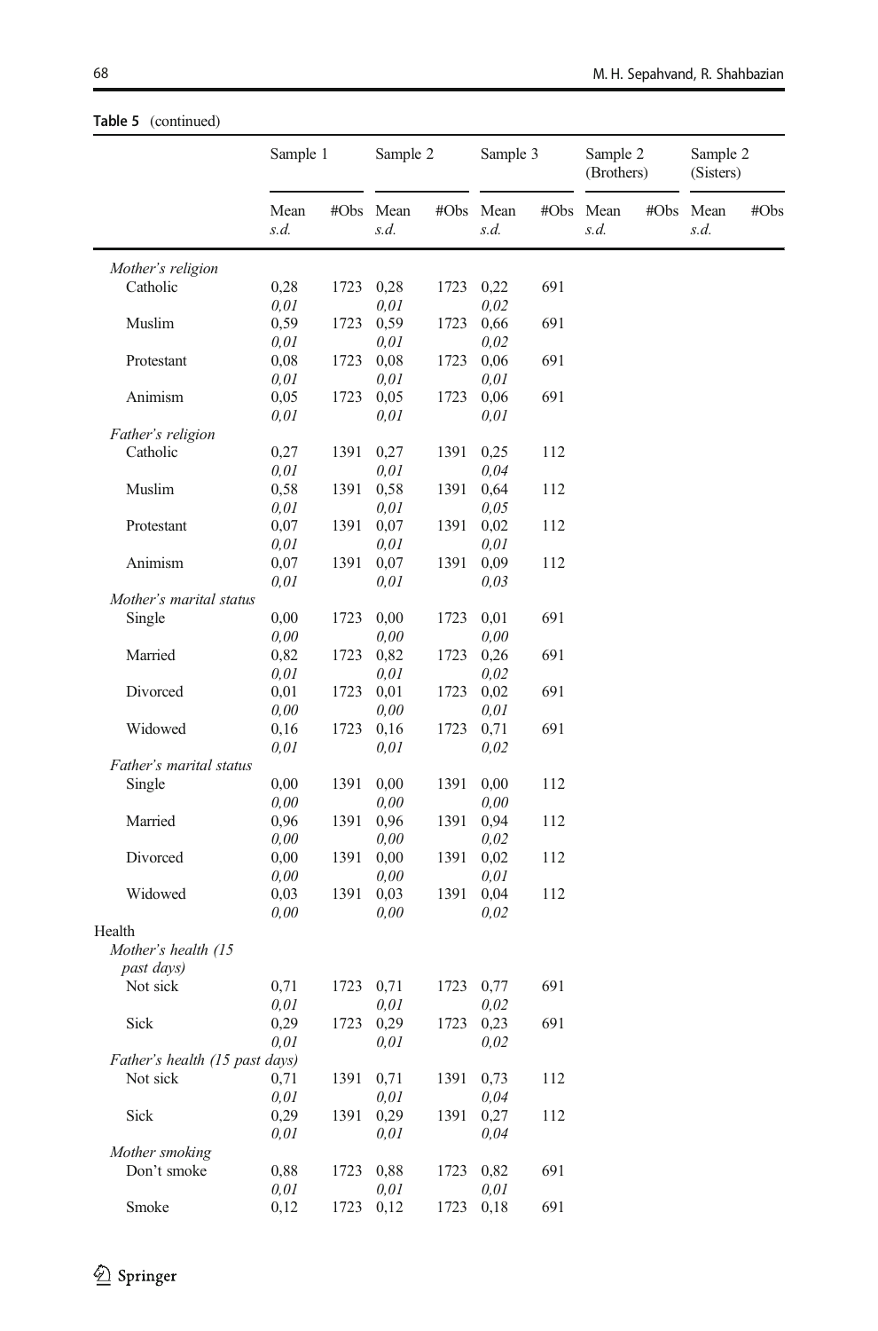**Table 5** (continued)

| | Sample 1 | | Sample 2 | | Sample 3 | | Sample 2 (Brothers) | | Sample 2 (Sisters) | |
|---|---|---|---|---|---|---|---|---|---|---|
| | Mean *s.d.* | #Obs | Mean *s.d.* | #Obs | Mean *s.d.* | #Obs | Mean *s.d.* | #Obs | Mean *s.d.* | #Obs |
| *Mother's religion* | | | | | | | | | | |
| Catholic | 0,28 *0,01* | 1723 | 0,28 *0,01* | 1723 | 0,22 *0,02* | 691 | | | | |
| Muslim | 0,59 *0,01* | 1723 | 0,59 *0,01* | 1723 | 0,66 *0,02* | 691 | | | | |
| Protestant | 0,08 *0,01* | 1723 | 0,08 *0,01* | 1723 | 0,06 *0,01* | 691 | | | | |
| Animism | 0,05 *0,01* | 1723 | 0,05 *0,01* | 1723 | 0,06 *0,01* | 691 | | | | |
| *Father's religion* | | | | | | | | | | |
| Catholic | 0,27 *0,01* | 1391 | 0,27 *0,01* | 1391 | 0,25 *0,04* | 112 | | | | |
| Muslim | 0,58 *0,01* | 1391 | 0,58 *0,01* | 1391 | 0,64 *0,05* | 112 | | | | |
| Protestant | 0,07 *0,01* | 1391 | 0,07 *0,01* | 1391 | 0,02 *0,01* | 112 | | | | |
| Animism | 0,07 *0,01* | 1391 | 0,07 *0,01* | 1391 | 0,09 *0,03* | 112 | | | | |
| *Mother's marital status* | | | | | | | | | | |
| Single | 0,00 *0,00* | 1723 | 0,00 *0,00* | 1723 | 0,01 *0,00* | 691 | | | | |
| Married | 0,82 *0,01* | 1723 | 0,82 *0,01* | 1723 | 0,26 *0,02* | 691 | | | | |
| Divorced | 0,01 *0,00* | 1723 | 0,01 *0,00* | 1723 | 0,02 *0,01* | 691 | | | | |
| Widowed | 0,16 *0,01* | 1723 | 0,16 *0,01* | 1723 | 0,71 *0,02* | 691 | | | | |
| *Father's marital status* | | | | | | | | | | |
| Single | 0,00 *0,00* | 1391 | 0,00 *0,00* | 1391 | 0,00 *0,00* | 112 | | | | |
| Married | 0,96 *0,00* | 1391 | 0,96 *0,00* | 1391 | 0,94 *0,02* | 112 | | | | |
| Divorced | 0,00 *0,00* | 1391 | 0,00 *0,00* | 1391 | 0,02 *0,01* | 112 | | | | |
| Widowed | 0,03 *0,00* | 1391 | 0,03 *0,00* | 1391 | 0,04 *0,02* | 112 | | | | |
| Health | | | | | | | | | | |
| *Mother's health (15 past days)* | | | | | | | | | | |
| Not sick | 0,71 *0,01* | 1723 | 0,71 *0,01* | 1723 | 0,77 *0,02* | 691 | | | | |
| Sick | 0,29 *0,01* | 1723 | 0,29 *0,01* | 1723 | 0,23 *0,02* | 691 | | | | |
| *Father's health (15 past days)* | | | | | | | | | | |
| Not sick | 0,71 *0,01* | 1391 | 0,71 *0,01* | 1391 | 0,73 *0,04* | 112 | | | | |
| Sick | 0,29 *0,01* | 1391 | 0,29 *0,01* | 1391 | 0,27 *0,04* | 112 | | | | |
| *Mother smoking* | | | | | | | | | | |
| Don't smoke | 0,88 *0,01* | 1723 | 0,88 *0,01* | 1723 | 0,82 *0,01* | 691 | | | | |
| Smoke | 0,12 | 1723 | 0,12 | 1723 | 0,18 | 691 | | | | |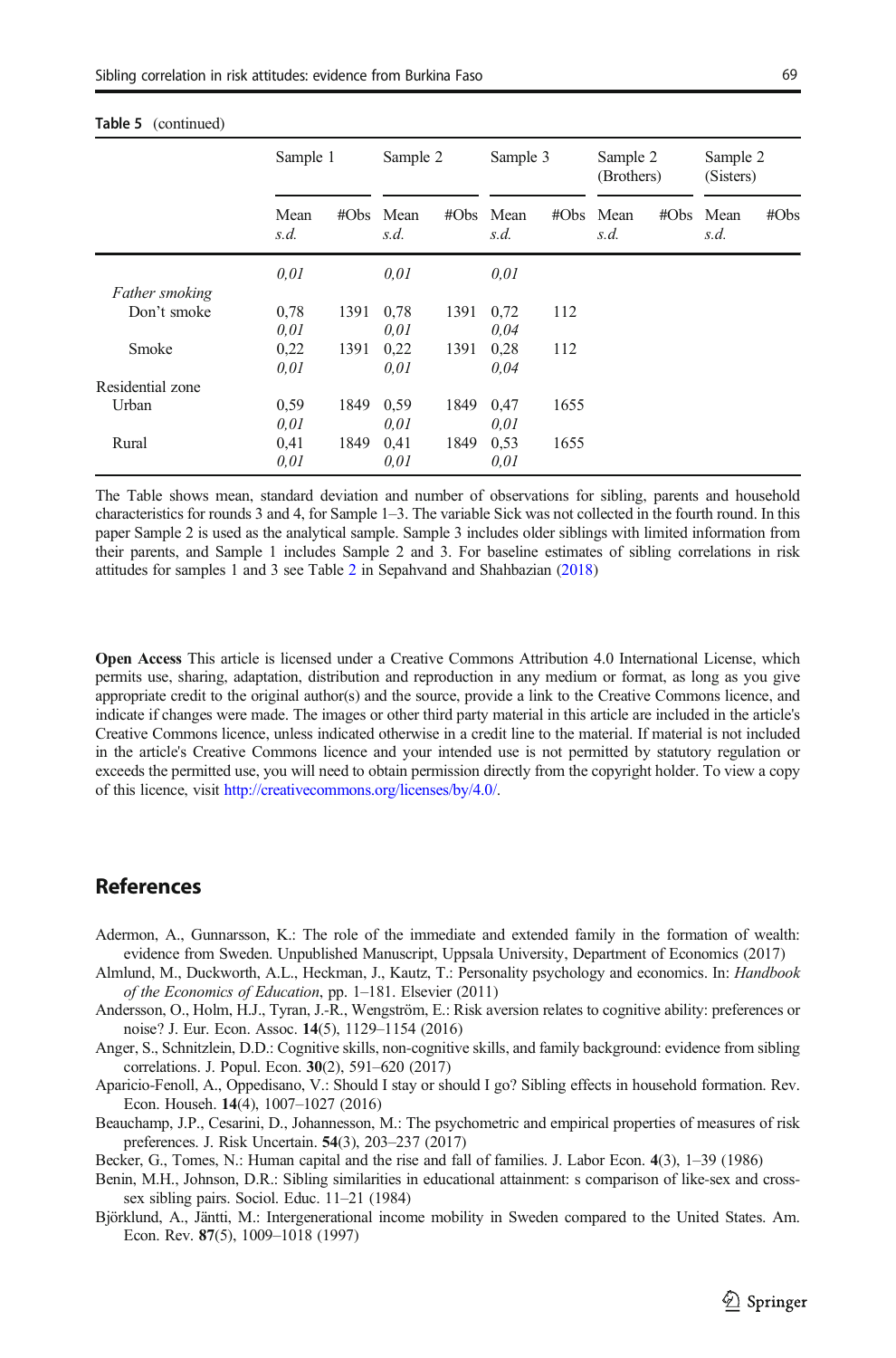**Table 5** (continued)

| | Sample 1 | | Sample 2 | | Sample 3 | | Sample 2 (Brothers) | | Sample 2 (Sisters) | |
|---|---|---|---|---|---|---|---|---|---|---|
| | Mean *s.d.* | #Obs | Mean *s.d.* | #Obs | Mean *s.d.* | #Obs | Mean *s.d.* | #Obs | Mean *s.d.* | #Obs |
| | *0,01* | | *0,01* | | *0,01* | | | | | |
| *Father smoking* | | | | | | | | | | |
| Don't smoke | 0,78 *0,01* | 1391 | 0,78 *0,01* | 1391 | 0,72 *0,04* | 112 | | | | |
| Smoke | 0,22 *0,01* | 1391 | 0,22 *0,01* | 1391 | 0,28 *0,04* | 112 | | | | |
| Residential zone | | | | | | | | | | |
| Urban | 0,59 *0,01* | 1849 | 0,59 *0,01* | 1849 | 0,47 *0,01* | 1655 | | | | |
| Rural | 0,41 *0,01* | 1849 | 0,41 *0,01* | 1849 | 0,53 *0,01* | 1655 | | | | |

The Table shows mean, standard deviation and number of observations for sibling, parents and household characteristics for rounds 3 and 4, for Sample 1–3. The variable Sick was not collected in the fourth round. In this paper Sample 2 is used as the analytical sample. Sample 3 includes older siblings with limited information from their parents, and Sample 1 includes Sample 2 and 3. For baseline estimates of sibling correlations in risk attitudes for samples 1 and 3 see Table 2 in Sepahvand and Shahbazian (2018)

**Open Access** This article is licensed under a Creative Commons Attribution 4.0 International License, which permits use, sharing, adaptation, distribution and reproduction in any medium or format, as long as you give appropriate credit to the original author(s) and the source, provide a link to the Creative Commons licence, and indicate if changes were made. The images or other third party material in this article are included in the article's Creative Commons licence, unless indicated otherwise in a credit line to the material. If material is not included in the article's Creative Commons licence and your intended use is not permitted by statutory regulation or exceeds the permitted use, you will need to obtain permission directly from the copyright holder. To view a copy of this licence, visit http://creativecommons.org/licenses/by/4.0/.

## References

Adermon, A., Gunnarsson, K.: The role of the immediate and extended family in the formation of wealth: evidence from Sweden. Unpublished Manuscript, Uppsala University, Department of Economics (2017)

Almlund, M., Duckworth, A.L., Heckman, J., Kautz, T.: Personality psychology and economics. In: *Handbook of the Economics of Education*, pp. 1–181. Elsevier (2011)

Andersson, O., Holm, H.J., Tyran, J.-R., Wengström, E.: Risk aversion relates to cognitive ability: preferences or noise? J. Eur. Econ. Assoc. **14**(5), 1129–1154 (2016)

Anger, S., Schnitzlein, D.D.: Cognitive skills, non-cognitive skills, and family background: evidence from sibling correlations. J. Popul. Econ. **30**(2), 591–620 (2017)

Aparicio-Fenoll, A., Oppedisano, V.: Should I stay or should I go? Sibling effects in household formation. Rev. Econ. Househ. **14**(4), 1007–1027 (2016)

Beauchamp, J.P., Cesarini, D., Johannesson, M.: The psychometric and empirical properties of measures of risk preferences. J. Risk Uncertain. **54**(3), 203–237 (2017)

Becker, G., Tomes, N.: Human capital and the rise and fall of families. J. Labor Econ. **4**(3), 1–39 (1986)

Benin, M.H., Johnson, D.R.: Sibling similarities in educational attainment: s comparison of like-sex and cross-sex sibling pairs. Sociol. Educ. 11–21 (1984)

Björklund, A., Jäntti, M.: Intergenerational income mobility in Sweden compared to the United States. Am. Econ. Rev. **87**(5), 1009–1018 (1997)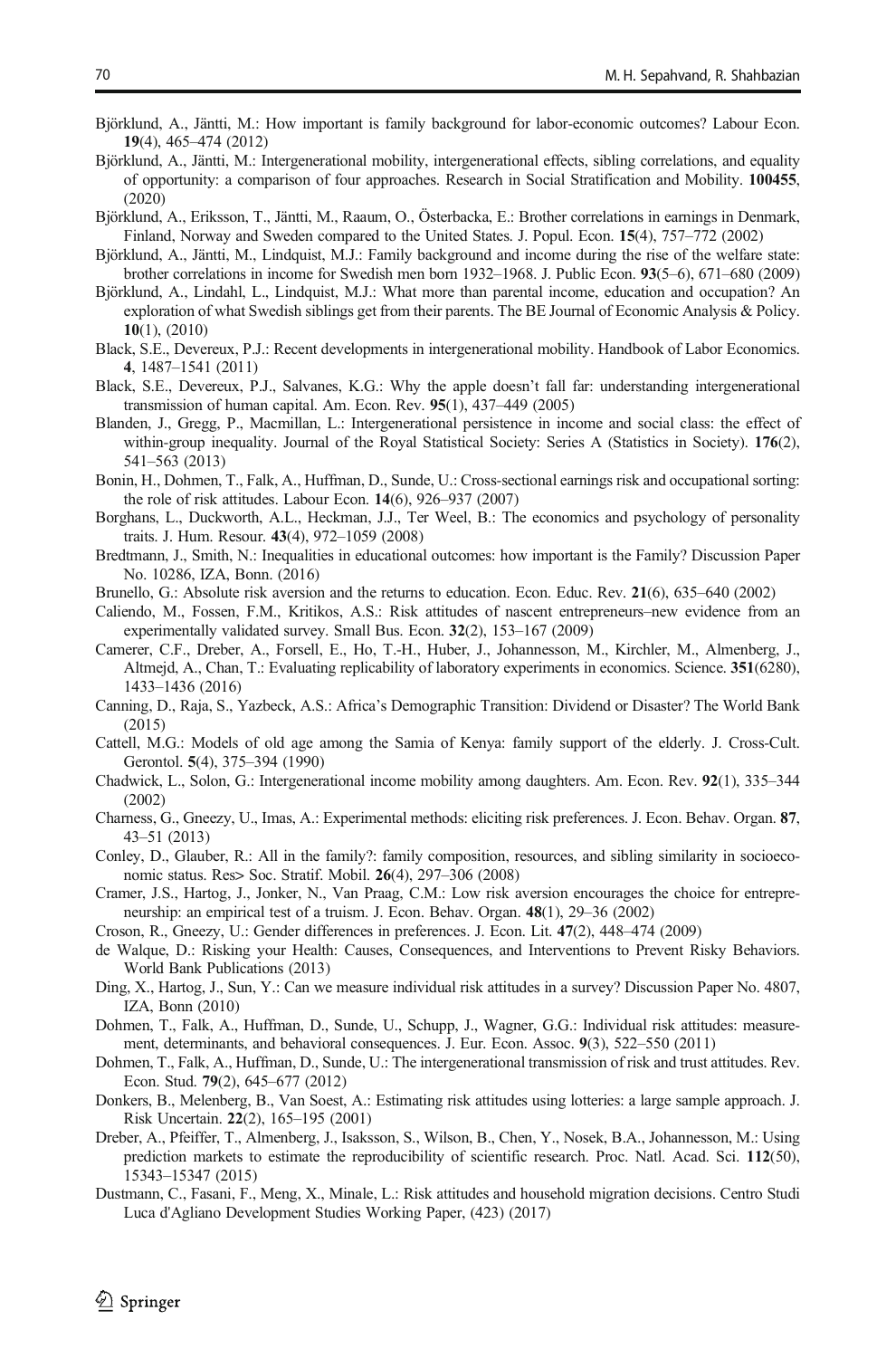Björklund, A., Jäntti, M.: How important is family background for labor-economic outcomes? Labour Econ. **19**(4), 465–474 (2012)

Björklund, A., Jäntti, M.: Intergenerational mobility, intergenerational effects, sibling correlations, and equality of opportunity: a comparison of four approaches. Research in Social Stratification and Mobility. **100455**, (2020)

Björklund, A., Eriksson, T., Jäntti, M., Raaum, O., Österbacka, E.: Brother correlations in earnings in Denmark, Finland, Norway and Sweden compared to the United States. J. Popul. Econ. **15**(4), 757–772 (2002)

Björklund, A., Jäntti, M., Lindquist, M.J.: Family background and income during the rise of the welfare state: brother correlations in income for Swedish men born 1932–1968. J. Public Econ. **93**(5–6), 671–680 (2009)

Björklund, A., Lindahl, L., Lindquist, M.J.: What more than parental income, education and occupation? An exploration of what Swedish siblings get from their parents. The BE Journal of Economic Analysis & Policy. **10**(1), (2010)

Black, S.E., Devereux, P.J.: Recent developments in intergenerational mobility. Handbook of Labor Economics. **4**, 1487–1541 (2011)

Black, S.E., Devereux, P.J., Salvanes, K.G.: Why the apple doesn't fall far: understanding intergenerational transmission of human capital. Am. Econ. Rev. **95**(1), 437–449 (2005)

Blanden, J., Gregg, P., Macmillan, L.: Intergenerational persistence in income and social class: the effect of within-group inequality. Journal of the Royal Statistical Society: Series A (Statistics in Society). **176**(2), 541–563 (2013)

Bonin, H., Dohmen, T., Falk, A., Huffman, D., Sunde, U.: Cross-sectional earnings risk and occupational sorting: the role of risk attitudes. Labour Econ. **14**(6), 926–937 (2007)

Borghans, L., Duckworth, A.L., Heckman, J.J., Ter Weel, B.: The economics and psychology of personality traits. J. Hum. Resour. **43**(4), 972–1059 (2008)

Bredtmann, J., Smith, N.: Inequalities in educational outcomes: how important is the Family? Discussion Paper No. 10286, IZA, Bonn. (2016)

Brunello, G.: Absolute risk aversion and the returns to education. Econ. Educ. Rev. **21**(6), 635–640 (2002)

Caliendo, M., Fossen, F.M., Kritikos, A.S.: Risk attitudes of nascent entrepreneurs–new evidence from an experimentally validated survey. Small Bus. Econ. **32**(2), 153–167 (2009)

Camerer, C.F., Dreber, A., Forsell, E., Ho, T.-H., Huber, J., Johannesson, M., Kirchler, M., Almenberg, J., Altmejd, A., Chan, T.: Evaluating replicability of laboratory experiments in economics. Science. **351**(6280), 1433–1436 (2016)

Canning, D., Raja, S., Yazbeck, A.S.: Africa's Demographic Transition: Dividend or Disaster? The World Bank (2015)

Cattell, M.G.: Models of old age among the Samia of Kenya: family support of the elderly. J. Cross-Cult. Gerontol. **5**(4), 375–394 (1990)

Chadwick, L., Solon, G.: Intergenerational income mobility among daughters. Am. Econ. Rev. **92**(1), 335–344 (2002)

Charness, G., Gneezy, U., Imas, A.: Experimental methods: eliciting risk preferences. J. Econ. Behav. Organ. **87**, 43–51 (2013)

Conley, D., Glauber, R.: All in the family?: family composition, resources, and sibling similarity in socioeconomic status. Res> Soc. Stratif. Mobil. **26**(4), 297–306 (2008)

Cramer, J.S., Hartog, J., Jonker, N., Van Praag, C.M.: Low risk aversion encourages the choice for entrepreneurship: an empirical test of a truism. J. Econ. Behav. Organ. **48**(1), 29–36 (2002)

Croson, R., Gneezy, U.: Gender differences in preferences. J. Econ. Lit. **47**(2), 448–474 (2009)

de Walque, D.: Risking your Health: Causes, Consequences, and Interventions to Prevent Risky Behaviors. World Bank Publications (2013)

Ding, X., Hartog, J., Sun, Y.: Can we measure individual risk attitudes in a survey? Discussion Paper No. 4807, IZA, Bonn (2010)

Dohmen, T., Falk, A., Huffman, D., Sunde, U., Schupp, J., Wagner, G.G.: Individual risk attitudes: measurement, determinants, and behavioral consequences. J. Eur. Econ. Assoc. **9**(3), 522–550 (2011)

Dohmen, T., Falk, A., Huffman, D., Sunde, U.: The intergenerational transmission of risk and trust attitudes. Rev. Econ. Stud. **79**(2), 645–677 (2012)

Donkers, B., Melenberg, B., Van Soest, A.: Estimating risk attitudes using lotteries: a large sample approach. J. Risk Uncertain. **22**(2), 165–195 (2001)

Dreber, A., Pfeiffer, T., Almenberg, J., Isaksson, S., Wilson, B., Chen, Y., Nosek, B.A., Johannesson, M.: Using prediction markets to estimate the reproducibility of scientific research. Proc. Natl. Acad. Sci. **112**(50), 15343–15347 (2015)

Dustmann, C., Fasani, F., Meng, X., Minale, L.: Risk attitudes and household migration decisions. Centro Studi Luca d'Agliano Development Studies Working Paper, (423) (2017)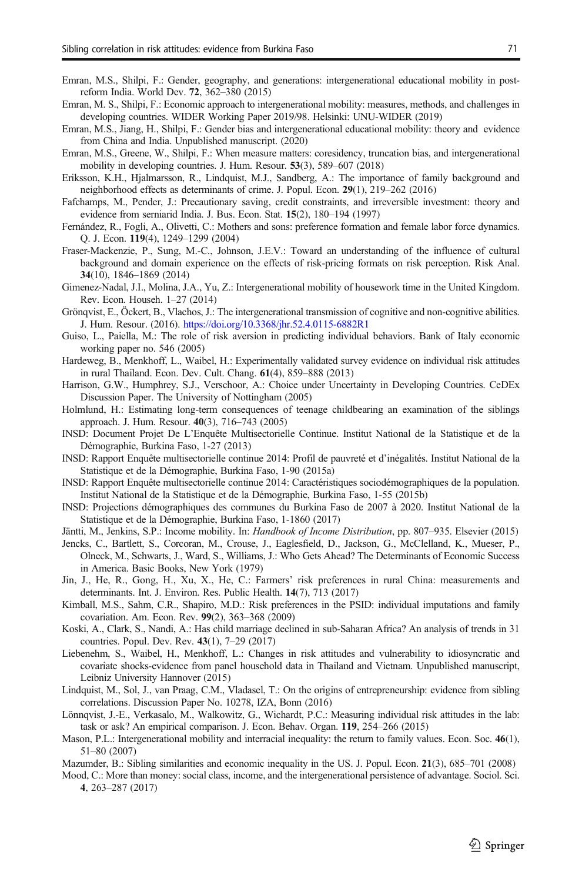Emran, M.S., Shilpi, F.: Gender, geography, and generations: intergenerational educational mobility in post-reform India. World Dev. **72**, 362–380 (2015)

Emran, M. S., Shilpi, F.: Economic approach to intergenerational mobility: measures, methods, and challenges in developing countries. WIDER Working Paper 2019/98. Helsinki: UNU-WIDER (2019)

Emran, M.S., Jiang, H., Shilpi, F.: Gender bias and intergenerational educational mobility: theory and evidence from China and India. Unpublished manuscript. (2020)

Emran, M.S., Greene, W., Shilpi, F.: When measure matters: coresidency, truncation bias, and intergenerational mobility in developing countries. J. Hum. Resour. **53**(3), 589–607 (2018)

Eriksson, K.H., Hjalmarsson, R., Lindquist, M.J., Sandberg, A.: The importance of family background and neighborhood effects as determinants of crime. J. Popul. Econ. **29**(1), 219–262 (2016)

Fafchamps, M., Pender, J.: Precautionary saving, credit constraints, and irreversible investment: theory and evidence from serniarid India. J. Bus. Econ. Stat. **15**(2), 180–194 (1997)

Fernández, R., Fogli, A., Olivetti, C.: Mothers and sons: preference formation and female labor force dynamics. Q. J. Econ. **119**(4), 1249–1299 (2004)

Fraser-Mackenzie, P., Sung, M.-C., Johnson, J.E.V.: Toward an understanding of the influence of cultural background and domain experience on the effects of risk-pricing formats on risk perception. Risk Anal. **34**(10), 1846–1869 (2014)

Gimenez-Nadal, J.I., Molina, J.A., Yu, Z.: Intergenerational mobility of housework time in the United Kingdom. Rev. Econ. Househ. 1–27 (2014)

Grönqvist, E., Öckert, B., Vlachos, J.: The intergenerational transmission of cognitive and non-cognitive abilities. J. Hum. Resour. (2016). https://doi.org/10.3368/jhr.52.4.0115-6882R1

Guiso, L., Paiella, M.: The role of risk aversion in predicting individual behaviors. Bank of Italy economic working paper no. 546 (2005)

Hardeweg, B., Menkhoff, L., Waibel, H.: Experimentally validated survey evidence on individual risk attitudes in rural Thailand. Econ. Dev. Cult. Chang. **61**(4), 859–888 (2013)

Harrison, G.W., Humphrey, S.J., Verschoor, A.: Choice under Uncertainty in Developing Countries. CeDEx Discussion Paper. The University of Nottingham (2005)

Holmlund, H.: Estimating long-term consequences of teenage childbearing an examination of the siblings approach. J. Hum. Resour. **40**(3), 716–743 (2005)

INSD: Document Projet De L'Enquête Multisectorielle Continue. Institut National de la Statistique et de la Démographie, Burkina Faso, 1-27 (2013)

INSD: Rapport Enquête multisectorielle continue 2014: Profil de pauvreté et d'inégalités. Institut National de la Statistique et de la Démographie, Burkina Faso, 1-90 (2015a)

INSD: Rapport Enquête multisectorielle continue 2014: Caractéristiques sociodémographiques de la population. Institut National de la Statistique et de la Démographie, Burkina Faso, 1-55 (2015b)

INSD: Projections démographiques des communes du Burkina Faso de 2007 à 2020. Institut National de la Statistique et de la Démographie, Burkina Faso, 1-1860 (2017)

Jäntti, M., Jenkins, S.P.: Income mobility. In: *Handbook of Income Distribution*, pp. 807–935. Elsevier (2015)

Jencks, C., Bartlett, S., Corcoran, M., Crouse, J., Eaglesfield, D., Jackson, G., McClelland, K., Mueser, P., Olneck, M., Schwarts, J., Ward, S., Williams, J.: Who Gets Ahead? The Determinants of Economic Success in America. Basic Books, New York (1979)

Jin, J., He, R., Gong, H., Xu, X., He, C.: Farmers' risk preferences in rural China: measurements and determinants. Int. J. Environ. Res. Public Health. **14**(7), 713 (2017)

Kimball, M.S., Sahm, C.R., Shapiro, M.D.: Risk preferences in the PSID: individual imputations and family covariation. Am. Econ. Rev. **99**(2), 363–368 (2009)

Koski, A., Clark, S., Nandi, A.: Has child marriage declined in sub-Saharan Africa? An analysis of trends in 31 countries. Popul. Dev. Rev. **43**(1), 7–29 (2017)

Liebenehm, S., Waibel, H., Menkhoff, L.: Changes in risk attitudes and vulnerability to idiosyncratic and covariate shocks-evidence from panel household data in Thailand and Vietnam. Unpublished manuscript, Leibniz University Hannover (2015)

Lindquist, M., Sol, J., van Praag, C.M., Vladasel, T.: On the origins of entrepreneurship: evidence from sibling correlations. Discussion Paper No. 10278, IZA, Bonn (2016)

Lönnqvist, J.-E., Verkasalo, M., Walkowitz, G., Wichardt, P.C.: Measuring individual risk attitudes in the lab: task or ask? An empirical comparison. J. Econ. Behav. Organ. **119**, 254–266 (2015)

Mason, P.L.: Intergenerational mobility and interracial inequality: the return to family values. Econ. Soc. **46**(1), 51–80 (2007)

Mazumder, B.: Sibling similarities and economic inequality in the US. J. Popul. Econ. **21**(3), 685–701 (2008)

Mood, C.: More than money: social class, income, and the intergenerational persistence of advantage. Sociol. Sci. **4**, 263–287 (2017)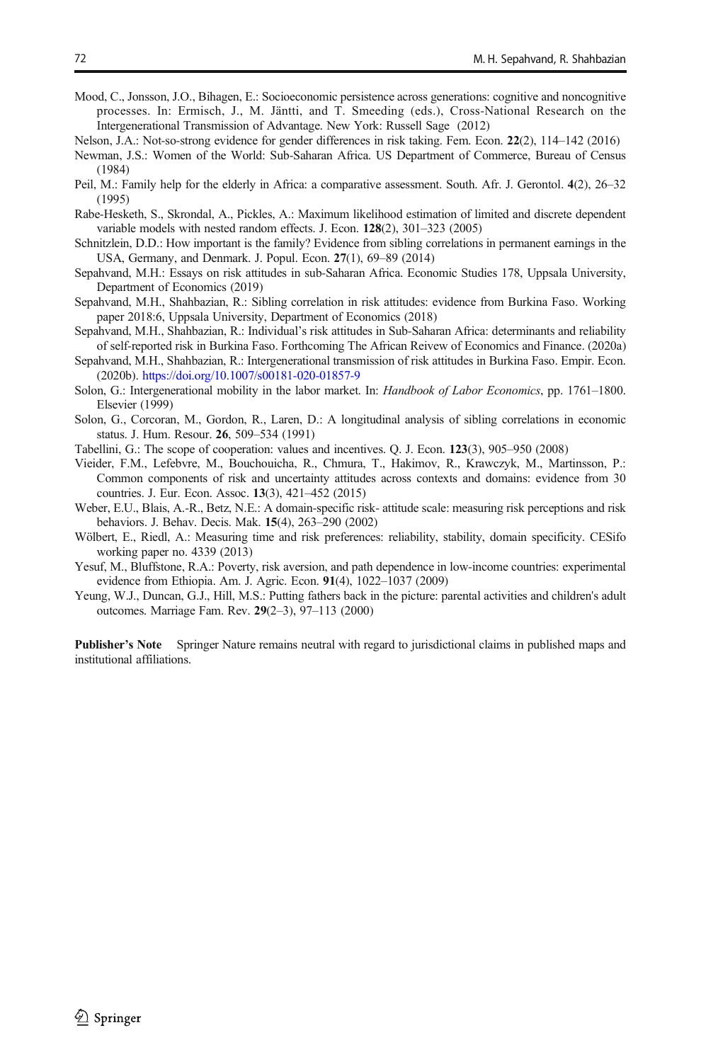Mood, C., Jonsson, J.O., Bihagen, E.: Socioeconomic persistence across generations: cognitive and noncognitive processes. In: Ermisch, J., M. Jäntti, and T. Smeeding (eds.), Cross-National Research on the Intergenerational Transmission of Advantage. New York: Russell Sage (2012)

Nelson, J.A.: Not-so-strong evidence for gender differences in risk taking. Fem. Econ. **22**(2), 114–142 (2016)

Newman, J.S.: Women of the World: Sub-Saharan Africa. US Department of Commerce, Bureau of Census (1984)

Peil, M.: Family help for the elderly in Africa: a comparative assessment. South. Afr. J. Gerontol. **4**(2), 26–32 (1995)

Rabe-Hesketh, S., Skrondal, A., Pickles, A.: Maximum likelihood estimation of limited and discrete dependent variable models with nested random effects. J. Econ. **128**(2), 301–323 (2005)

Schnitzlein, D.D.: How important is the family? Evidence from sibling correlations in permanent earnings in the USA, Germany, and Denmark. J. Popul. Econ. **27**(1), 69–89 (2014)

Sepahvand, M.H.: Essays on risk attitudes in sub-Saharan Africa. Economic Studies 178, Uppsala University, Department of Economics (2019)

Sepahvand, M.H., Shahbazian, R.: Sibling correlation in risk attitudes: evidence from Burkina Faso. Working paper 2018:6, Uppsala University, Department of Economics (2018)

Sepahvand, M.H., Shahbazian, R.: Individual's risk attitudes in Sub-Saharan Africa: determinants and reliability of self-reported risk in Burkina Faso. Forthcoming The African Reivew of Economics and Finance. (2020a)

Sepahvand, M.H., Shahbazian, R.: Intergenerational transmission of risk attitudes in Burkina Faso. Empir. Econ. (2020b). https://doi.org/10.1007/s00181-020-01857-9

Solon, G.: Intergenerational mobility in the labor market. In: *Handbook of Labor Economics*, pp. 1761–1800. Elsevier (1999)

Solon, G., Corcoran, M., Gordon, R., Laren, D.: A longitudinal analysis of sibling correlations in economic status. J. Hum. Resour. **26**, 509–534 (1991)

Tabellini, G.: The scope of cooperation: values and incentives. Q. J. Econ. **123**(3), 905–950 (2008)

Vieider, F.M., Lefebvre, M., Bouchouicha, R., Chmura, T., Hakimov, R., Krawczyk, M., Martinsson, P.: Common components of risk and uncertainty attitudes across contexts and domains: evidence from 30 countries. J. Eur. Econ. Assoc. **13**(3), 421–452 (2015)

Weber, E.U., Blais, A.-R., Betz, N.E.: A domain-specific risk- attitude scale: measuring risk perceptions and risk behaviors. J. Behav. Decis. Mak. **15**(4), 263–290 (2002)

Wölbert, E., Riedl, A.: Measuring time and risk preferences: reliability, stability, domain specificity. CESifo working paper no. 4339 (2013)

Yesuf, M., Bluffstone, R.A.: Poverty, risk aversion, and path dependence in low-income countries: experimental evidence from Ethiopia. Am. J. Agric. Econ. **91**(4), 1022–1037 (2009)

Yeung, W.J., Duncan, G.J., Hill, M.S.: Putting fathers back in the picture: parental activities and children's adult outcomes. Marriage Fam. Rev. **29**(2–3), 97–113 (2000)

**Publisher's Note** Springer Nature remains neutral with regard to jurisdictional claims in published maps and institutional affiliations.